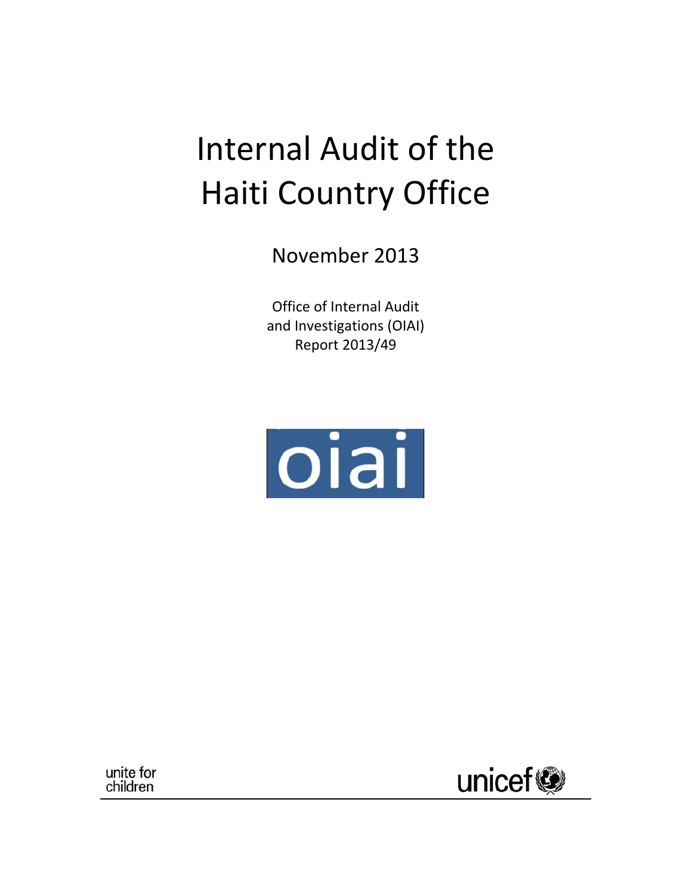# Internal Audit of the Haiti Country Office

November 2013

Office of Internal Audit and Investigations (OIAI)
Report 2013/49

oiai

unite for children

unicef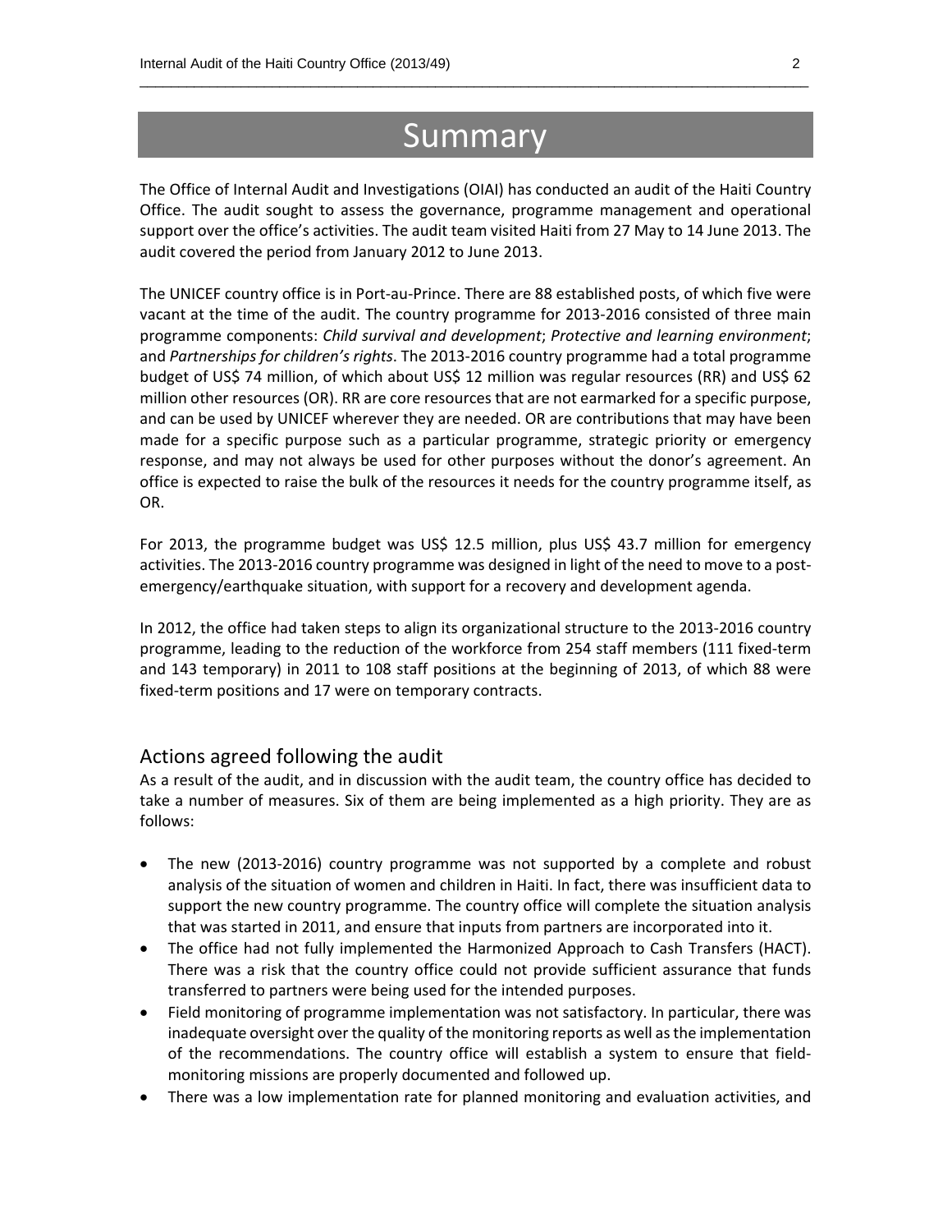# Summary

The Office of Internal Audit and Investigations (OIAI) has conducted an audit of the Haiti Country Office. The audit sought to assess the governance, programme management and operational support over the office's activities. The audit team visited Haiti from 27 May to 14 June 2013. The audit covered the period from January 2012 to June 2013.

The UNICEF country office is in Port-au-Prince. There are 88 established posts, of which five were vacant at the time of the audit. The country programme for 2013-2016 consisted of three main programme components: *Child survival and development*; *Protective and learning environment*; and *Partnerships for children's rights*. The 2013-2016 country programme had a total programme budget of US$ 74 million, of which about US$ 12 million was regular resources (RR) and US$ 62 million other resources (OR). RR are core resources that are not earmarked for a specific purpose, and can be used by UNICEF wherever they are needed. OR are contributions that may have been made for a specific purpose such as a particular programme, strategic priority or emergency response, and may not always be used for other purposes without the donor's agreement. An office is expected to raise the bulk of the resources it needs for the country programme itself, as OR.

For 2013, the programme budget was US$ 12.5 million, plus US$ 43.7 million for emergency activities. The 2013-2016 country programme was designed in light of the need to move to a post-emergency/earthquake situation, with support for a recovery and development agenda.

In 2012, the office had taken steps to align its organizational structure to the 2013-2016 country programme, leading to the reduction of the workforce from 254 staff members (111 fixed-term and 143 temporary) in 2011 to 108 staff positions at the beginning of 2013, of which 88 were fixed-term positions and 17 were on temporary contracts.

## Actions agreed following the audit

As a result of the audit, and in discussion with the audit team, the country office has decided to take a number of measures. Six of them are being implemented as a high priority. They are as follows:

- The new (2013-2016) country programme was not supported by a complete and robust analysis of the situation of women and children in Haiti. In fact, there was insufficient data to support the new country programme. The country office will complete the situation analysis that was started in 2011, and ensure that inputs from partners are incorporated into it.
- The office had not fully implemented the Harmonized Approach to Cash Transfers (HACT). There was a risk that the country office could not provide sufficient assurance that funds transferred to partners were being used for the intended purposes.
- Field monitoring of programme implementation was not satisfactory. In particular, there was inadequate oversight over the quality of the monitoring reports as well as the implementation of the recommendations. The country office will establish a system to ensure that field-monitoring missions are properly documented and followed up.
- There was a low implementation rate for planned monitoring and evaluation activities, and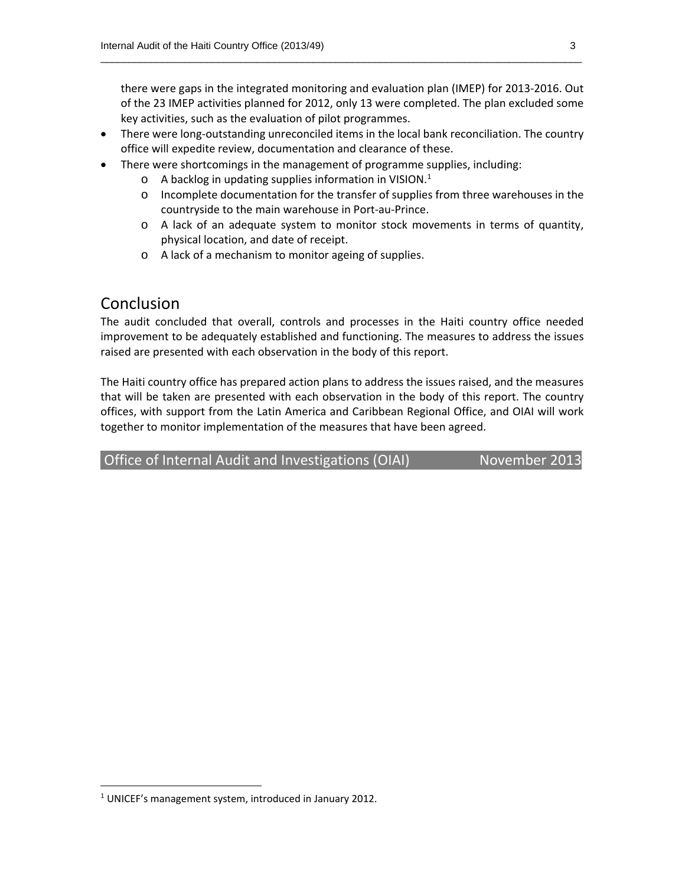there were gaps in the integrated monitoring and evaluation plan (IMEP) for 2013-2016. Out of the 23 IMEP activities planned for 2012, only 13 were completed. The plan excluded some key activities, such as the evaluation of pilot programmes.

- There were long-outstanding unreconciled items in the local bank reconciliation. The country office will expedite review, documentation and clearance of these.
- There were shortcomings in the management of programme supplies, including:
  - A backlog in updating supplies information in VISION.[1]
  - Incomplete documentation for the transfer of supplies from three warehouses in the countryside to the main warehouse in Port-au-Prince.
  - A lack of an adequate system to monitor stock movements in terms of quantity, physical location, and date of receipt.
  - A lack of a mechanism to monitor ageing of supplies.

## Conclusion

The audit concluded that overall, controls and processes in the Haiti country office needed improvement to be adequately established and functioning. The measures to address the issues raised are presented with each observation in the body of this report.

The Haiti country office has prepared action plans to address the issues raised, and the measures that will be taken are presented with each observation in the body of this report. The country offices, with support from the Latin America and Caribbean Regional Office, and OIAI will work together to monitor implementation of the measures that have been agreed.

**Office of Internal Audit and Investigations (OIAI)** **November 2013**

[1] UNICEF's management system, introduced in January 2012.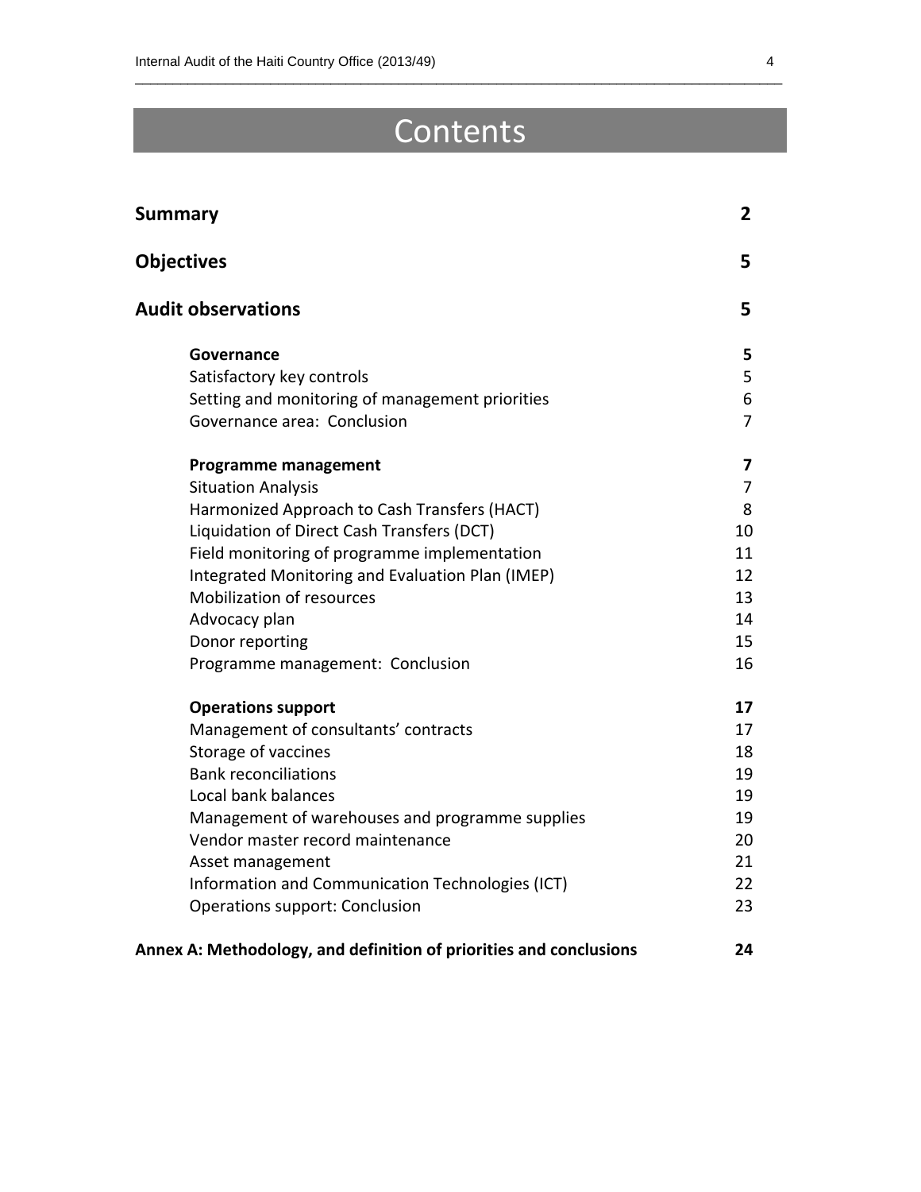# Contents

| | |
|---|---|
| **Summary** | **2** |
| **Objectives** | **5** |
| **Audit observations** | **5** |
| **Governance** | **5** |
| Satisfactory key controls | 5 |
| Setting and monitoring of management priorities | 6 |
| Governance area: Conclusion | 7 |
| **Programme management** | **7** |
| Situation Analysis | 7 |
| Harmonized Approach to Cash Transfers (HACT) | 8 |
| Liquidation of Direct Cash Transfers (DCT) | 10 |
| Field monitoring of programme implementation | 11 |
| Integrated Monitoring and Evaluation Plan (IMEP) | 12 |
| Mobilization of resources | 13 |
| Advocacy plan | 14 |
| Donor reporting | 15 |
| Programme management: Conclusion | 16 |
| **Operations support** | **17** |
| Management of consultants' contracts | 17 |
| Storage of vaccines | 18 |
| Bank reconciliations | 19 |
| Local bank balances | 19 |
| Management of warehouses and programme supplies | 19 |
| Vendor master record maintenance | 20 |
| Asset management | 21 |
| Information and Communication Technologies (ICT) | 22 |
| Operations support: Conclusion | 23 |
| **Annex A: Methodology, and definition of priorities and conclusions** | **24** |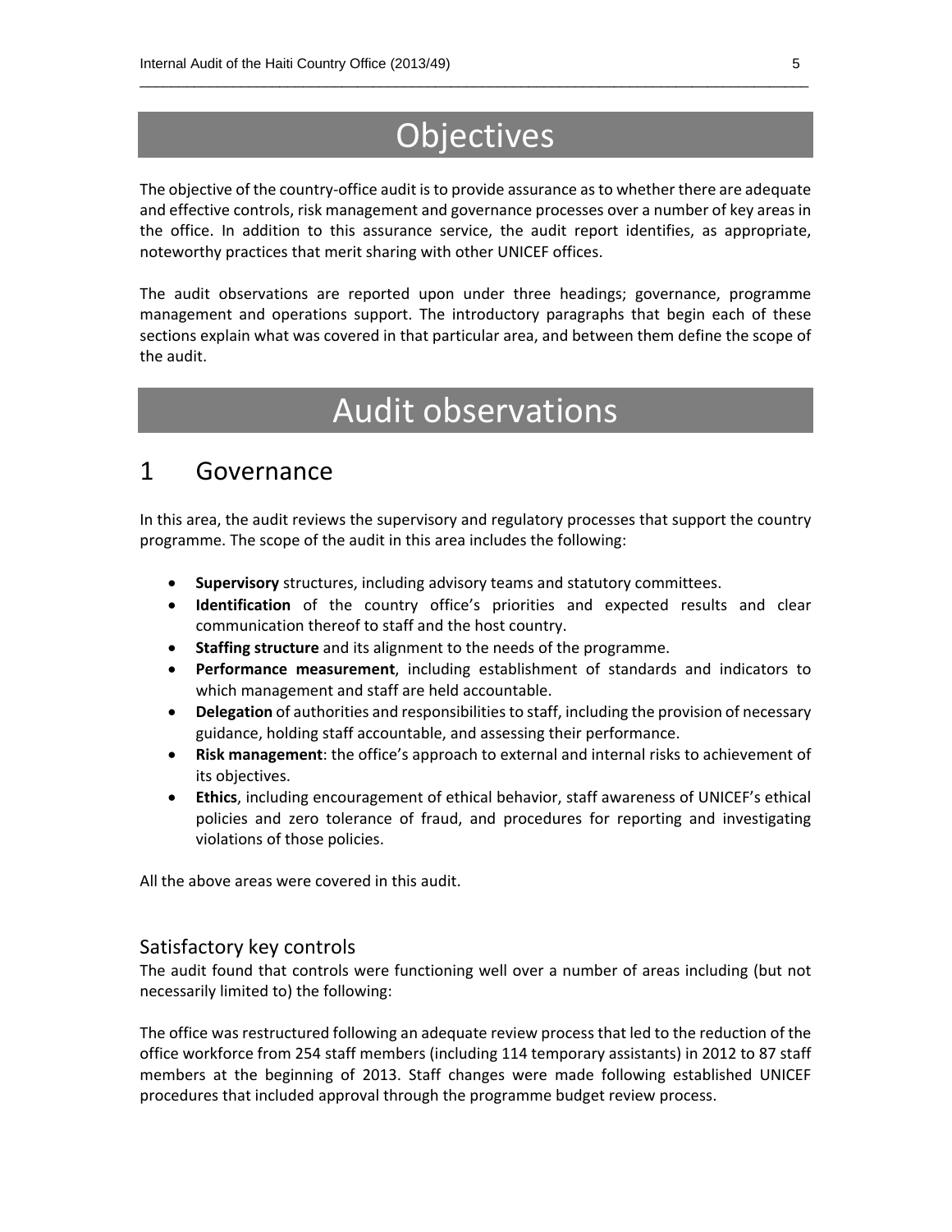# Objectives

The objective of the country-office audit is to provide assurance as to whether there are adequate and effective controls, risk management and governance processes over a number of key areas in the office. In addition to this assurance service, the audit report identifies, as appropriate, noteworthy practices that merit sharing with other UNICEF offices.

The audit observations are reported upon under three headings; governance, programme management and operations support. The introductory paragraphs that begin each of these sections explain what was covered in that particular area, and between them define the scope of the audit.

# Audit observations

## 1 Governance

In this area, the audit reviews the supervisory and regulatory processes that support the country programme. The scope of the audit in this area includes the following:

- **Supervisory** structures, including advisory teams and statutory committees.
- **Identification** of the country office's priorities and expected results and clear communication thereof to staff and the host country.
- **Staffing structure** and its alignment to the needs of the programme.
- **Performance measurement**, including establishment of standards and indicators to which management and staff are held accountable.
- **Delegation** of authorities and responsibilities to staff, including the provision of necessary guidance, holding staff accountable, and assessing their performance.
- **Risk management**: the office's approach to external and internal risks to achievement of its objectives.
- **Ethics**, including encouragement of ethical behavior, staff awareness of UNICEF's ethical policies and zero tolerance of fraud, and procedures for reporting and investigating violations of those policies.

All the above areas were covered in this audit.

### Satisfactory key controls

The audit found that controls were functioning well over a number of areas including (but not necessarily limited to) the following:

The office was restructured following an adequate review process that led to the reduction of the office workforce from 254 staff members (including 114 temporary assistants) in 2012 to 87 staff members at the beginning of 2013. Staff changes were made following established UNICEF procedures that included approval through the programme budget review process.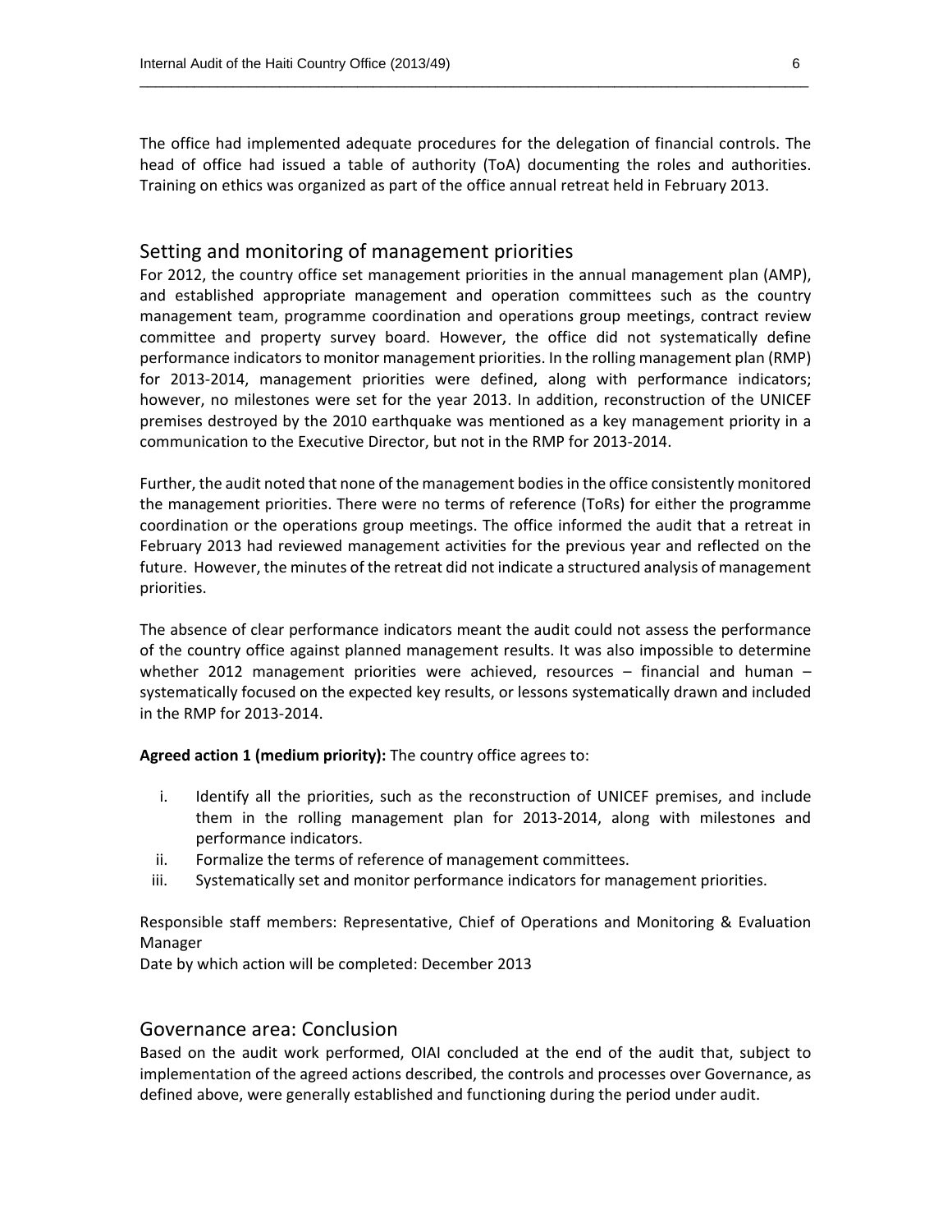The office had implemented adequate procedures for the delegation of financial controls. The head of office had issued a table of authority (ToA) documenting the roles and authorities. Training on ethics was organized as part of the office annual retreat held in February 2013.

## Setting and monitoring of management priorities

For 2012, the country office set management priorities in the annual management plan (AMP), and established appropriate management and operation committees such as the country management team, programme coordination and operations group meetings, contract review committee and property survey board. However, the office did not systematically define performance indicators to monitor management priorities. In the rolling management plan (RMP) for 2013-2014, management priorities were defined, along with performance indicators; however, no milestones were set for the year 2013. In addition, reconstruction of the UNICEF premises destroyed by the 2010 earthquake was mentioned as a key management priority in a communication to the Executive Director, but not in the RMP for 2013-2014.

Further, the audit noted that none of the management bodies in the office consistently monitored the management priorities. There were no terms of reference (ToRs) for either the programme coordination or the operations group meetings. The office informed the audit that a retreat in February 2013 had reviewed management activities for the previous year and reflected on the future. However, the minutes of the retreat did not indicate a structured analysis of management priorities.

The absence of clear performance indicators meant the audit could not assess the performance of the country office against planned management results. It was also impossible to determine whether 2012 management priorities were achieved, resources – financial and human – systematically focused on the expected key results, or lessons systematically drawn and included in the RMP for 2013-2014.

**Agreed action 1 (medium priority):** The country office agrees to:

i. Identify all the priorities, such as the reconstruction of UNICEF premises, and include them in the rolling management plan for 2013-2014, along with milestones and performance indicators.
ii. Formalize the terms of reference of management committees.
iii. Systematically set and monitor performance indicators for management priorities.

Responsible staff members: Representative, Chief of Operations and Monitoring & Evaluation Manager
Date by which action will be completed: December 2013

## Governance area: Conclusion

Based on the audit work performed, OIAI concluded at the end of the audit that, subject to implementation of the agreed actions described, the controls and processes over Governance, as defined above, were generally established and functioning during the period under audit.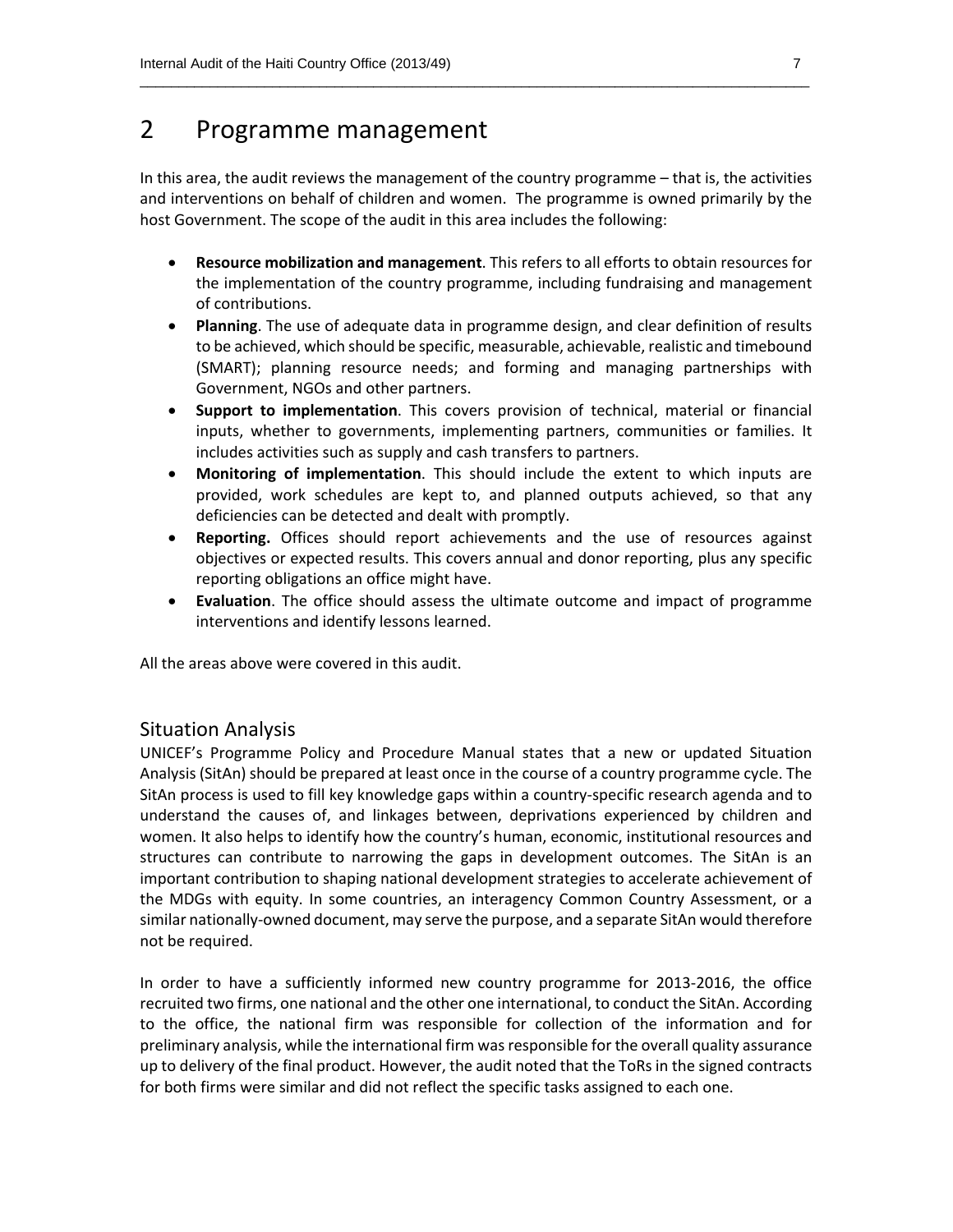# 2 Programme management

In this area, the audit reviews the management of the country programme – that is, the activities and interventions on behalf of children and women. The programme is owned primarily by the host Government. The scope of the audit in this area includes the following:

- **Resource mobilization and management**. This refers to all efforts to obtain resources for the implementation of the country programme, including fundraising and management of contributions.
- **Planning**. The use of adequate data in programme design, and clear definition of results to be achieved, which should be specific, measurable, achievable, realistic and timebound (SMART); planning resource needs; and forming and managing partnerships with Government, NGOs and other partners.
- **Support to implementation**. This covers provision of technical, material or financial inputs, whether to governments, implementing partners, communities or families. It includes activities such as supply and cash transfers to partners.
- **Monitoring of implementation**. This should include the extent to which inputs are provided, work schedules are kept to, and planned outputs achieved, so that any deficiencies can be detected and dealt with promptly.
- **Reporting.** Offices should report achievements and the use of resources against objectives or expected results. This covers annual and donor reporting, plus any specific reporting obligations an office might have.
- **Evaluation**. The office should assess the ultimate outcome and impact of programme interventions and identify lessons learned.

All the areas above were covered in this audit.

## Situation Analysis

UNICEF's Programme Policy and Procedure Manual states that a new or updated Situation Analysis (SitAn) should be prepared at least once in the course of a country programme cycle. The SitAn process is used to fill key knowledge gaps within a country-specific research agenda and to understand the causes of, and linkages between, deprivations experienced by children and women. It also helps to identify how the country's human, economic, institutional resources and structures can contribute to narrowing the gaps in development outcomes. The SitAn is an important contribution to shaping national development strategies to accelerate achievement of the MDGs with equity. In some countries, an interagency Common Country Assessment, or a similar nationally-owned document, may serve the purpose, and a separate SitAn would therefore not be required.

In order to have a sufficiently informed new country programme for 2013-2016, the office recruited two firms, one national and the other one international, to conduct the SitAn. According to the office, the national firm was responsible for collection of the information and for preliminary analysis, while the international firm was responsible for the overall quality assurance up to delivery of the final product. However, the audit noted that the ToRs in the signed contracts for both firms were similar and did not reflect the specific tasks assigned to each one.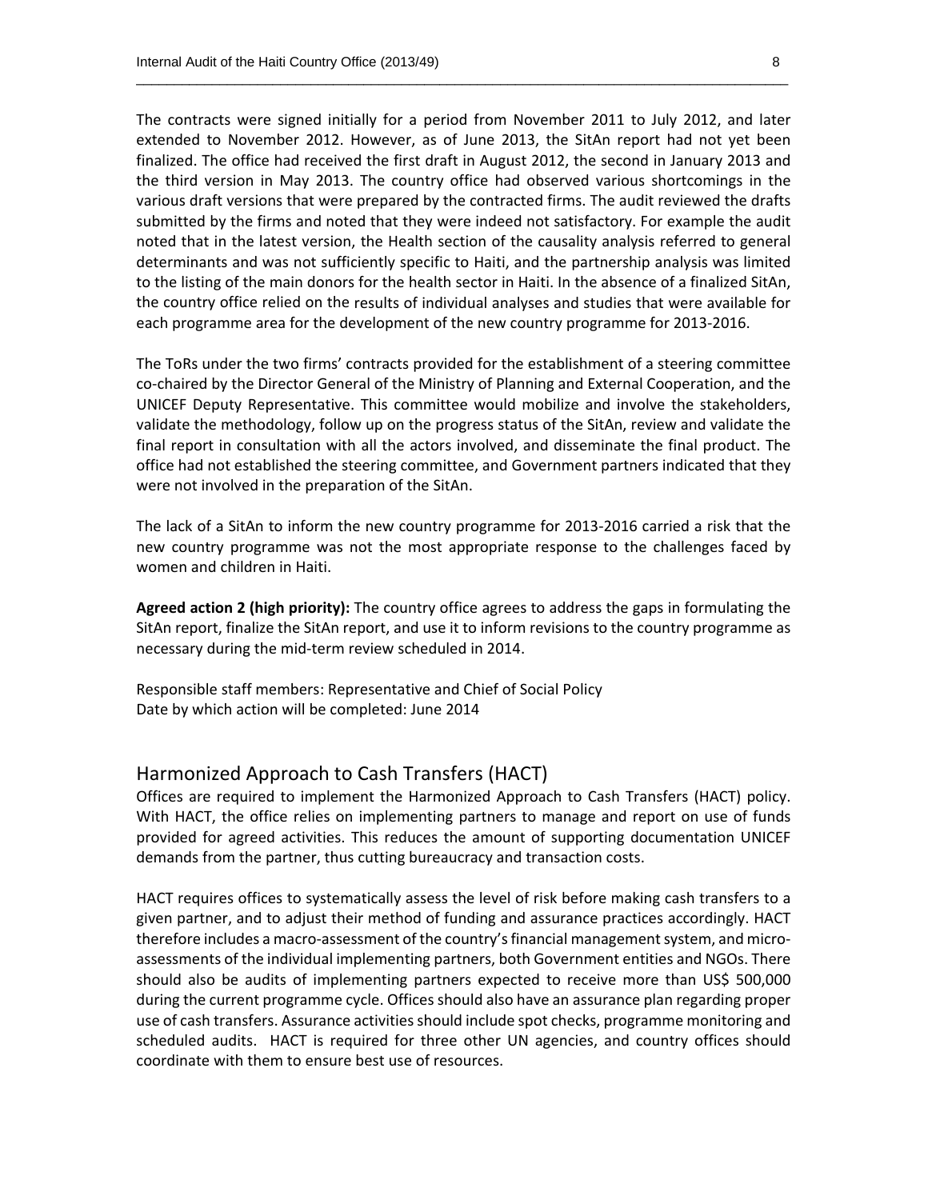The contracts were signed initially for a period from November 2011 to July 2012, and later extended to November 2012. However, as of June 2013, the SitAn report had not yet been finalized. The office had received the first draft in August 2012, the second in January 2013 and the third version in May 2013. The country office had observed various shortcomings in the various draft versions that were prepared by the contracted firms. The audit reviewed the drafts submitted by the firms and noted that they were indeed not satisfactory. For example the audit noted that in the latest version, the Health section of the causality analysis referred to general determinants and was not sufficiently specific to Haiti, and the partnership analysis was limited to the listing of the main donors for the health sector in Haiti. In the absence of a finalized SitAn, the country office relied on the results of individual analyses and studies that were available for each programme area for the development of the new country programme for 2013-2016.

The ToRs under the two firms' contracts provided for the establishment of a steering committee co-chaired by the Director General of the Ministry of Planning and External Cooperation, and the UNICEF Deputy Representative. This committee would mobilize and involve the stakeholders, validate the methodology, follow up on the progress status of the SitAn, review and validate the final report in consultation with all the actors involved, and disseminate the final product. The office had not established the steering committee, and Government partners indicated that they were not involved in the preparation of the SitAn.

The lack of a SitAn to inform the new country programme for 2013-2016 carried a risk that the new country programme was not the most appropriate response to the challenges faced by women and children in Haiti.

**Agreed action 2 (high priority):** The country office agrees to address the gaps in formulating the SitAn report, finalize the SitAn report, and use it to inform revisions to the country programme as necessary during the mid-term review scheduled in 2014.

Responsible staff members: Representative and Chief of Social Policy
Date by which action will be completed: June 2014

## Harmonized Approach to Cash Transfers (HACT)

Offices are required to implement the Harmonized Approach to Cash Transfers (HACT) policy. With HACT, the office relies on implementing partners to manage and report on use of funds provided for agreed activities. This reduces the amount of supporting documentation UNICEF demands from the partner, thus cutting bureaucracy and transaction costs.

HACT requires offices to systematically assess the level of risk before making cash transfers to a given partner, and to adjust their method of funding and assurance practices accordingly. HACT therefore includes a macro-assessment of the country's financial management system, and micro-assessments of the individual implementing partners, both Government entities and NGOs. There should also be audits of implementing partners expected to receive more than US$ 500,000 during the current programme cycle. Offices should also have an assurance plan regarding proper use of cash transfers. Assurance activities should include spot checks, programme monitoring and scheduled audits. HACT is required for three other UN agencies, and country offices should coordinate with them to ensure best use of resources.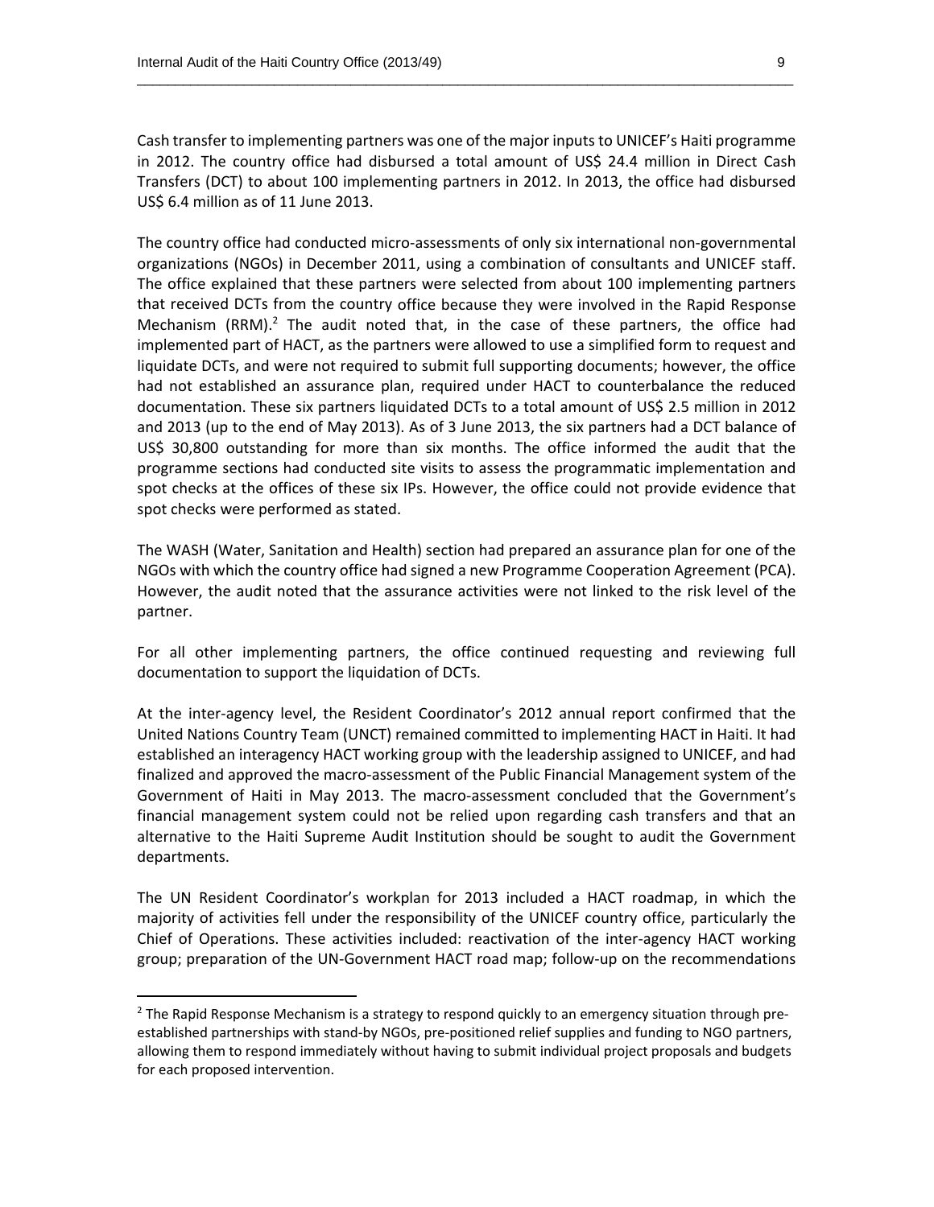Cash transfer to implementing partners was one of the major inputs to UNICEF's Haiti programme in 2012. The country office had disbursed a total amount of US$ 24.4 million in Direct Cash Transfers (DCT) to about 100 implementing partners in 2012. In 2013, the office had disbursed US$ 6.4 million as of 11 June 2013.

The country office had conducted micro-assessments of only six international non-governmental organizations (NGOs) in December 2011, using a combination of consultants and UNICEF staff. The office explained that these partners were selected from about 100 implementing partners that received DCTs from the country office because they were involved in the Rapid Response Mechanism (RRM).[2] The audit noted that, in the case of these partners, the office had implemented part of HACT, as the partners were allowed to use a simplified form to request and liquidate DCTs, and were not required to submit full supporting documents; however, the office had not established an assurance plan, required under HACT to counterbalance the reduced documentation. These six partners liquidated DCTs to a total amount of US$ 2.5 million in 2012 and 2013 (up to the end of May 2013). As of 3 June 2013, the six partners had a DCT balance of US$ 30,800 outstanding for more than six months. The office informed the audit that the programme sections had conducted site visits to assess the programmatic implementation and spot checks at the offices of these six IPs. However, the office could not provide evidence that spot checks were performed as stated.

The WASH (Water, Sanitation and Health) section had prepared an assurance plan for one of the NGOs with which the country office had signed a new Programme Cooperation Agreement (PCA). However, the audit noted that the assurance activities were not linked to the risk level of the partner.

For all other implementing partners, the office continued requesting and reviewing full documentation to support the liquidation of DCTs.

At the inter-agency level, the Resident Coordinator's 2012 annual report confirmed that the United Nations Country Team (UNCT) remained committed to implementing HACT in Haiti. It had established an interagency HACT working group with the leadership assigned to UNICEF, and had finalized and approved the macro-assessment of the Public Financial Management system of the Government of Haiti in May 2013. The macro-assessment concluded that the Government's financial management system could not be relied upon regarding cash transfers and that an alternative to the Haiti Supreme Audit Institution should be sought to audit the Government departments.

The UN Resident Coordinator's workplan for 2013 included a HACT roadmap, in which the majority of activities fell under the responsibility of the UNICEF country office, particularly the Chief of Operations. These activities included: reactivation of the inter-agency HACT working group; preparation of the UN-Government HACT road map; follow-up on the recommendations

[2] The Rapid Response Mechanism is a strategy to respond quickly to an emergency situation through pre-established partnerships with stand-by NGOs, pre-positioned relief supplies and funding to NGO partners, allowing them to respond immediately without having to submit individual project proposals and budgets for each proposed intervention.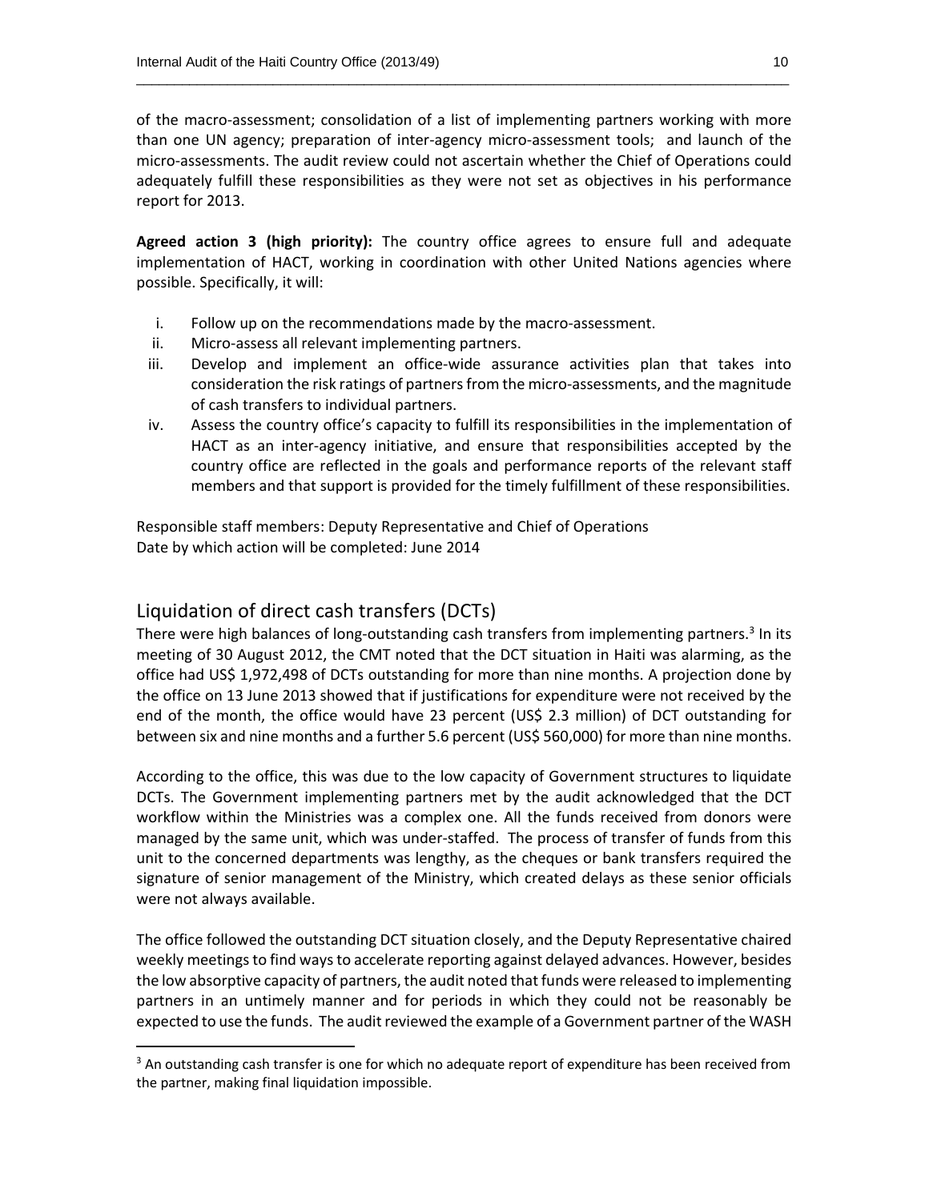of the macro-assessment; consolidation of a list of implementing partners working with more than one UN agency; preparation of inter-agency micro-assessment tools; and launch of the micro-assessments. The audit review could not ascertain whether the Chief of Operations could adequately fulfill these responsibilities as they were not set as objectives in his performance report for 2013.

**Agreed action 3 (high priority):** The country office agrees to ensure full and adequate implementation of HACT, working in coordination with other United Nations agencies where possible. Specifically, it will:

i. Follow up on the recommendations made by the macro-assessment.
ii. Micro-assess all relevant implementing partners.
iii. Develop and implement an office-wide assurance activities plan that takes into consideration the risk ratings of partners from the micro-assessments, and the magnitude of cash transfers to individual partners.
iv. Assess the country office's capacity to fulfill its responsibilities in the implementation of HACT as an inter-agency initiative, and ensure that responsibilities accepted by the country office are reflected in the goals and performance reports of the relevant staff members and that support is provided for the timely fulfillment of these responsibilities.

Responsible staff members: Deputy Representative and Chief of Operations
Date by which action will be completed: June 2014

## Liquidation of direct cash transfers (DCTs)

There were high balances of long-outstanding cash transfers from implementing partners.[3] In its meeting of 30 August 2012, the CMT noted that the DCT situation in Haiti was alarming, as the office had US$ 1,972,498 of DCTs outstanding for more than nine months. A projection done by the office on 13 June 2013 showed that if justifications for expenditure were not received by the end of the month, the office would have 23 percent (US$ 2.3 million) of DCT outstanding for between six and nine months and a further 5.6 percent (US$ 560,000) for more than nine months.

According to the office, this was due to the low capacity of Government structures to liquidate DCTs. The Government implementing partners met by the audit acknowledged that the DCT workflow within the Ministries was a complex one. All the funds received from donors were managed by the same unit, which was under-staffed. The process of transfer of funds from this unit to the concerned departments was lengthy, as the cheques or bank transfers required the signature of senior management of the Ministry, which created delays as these senior officials were not always available.

The office followed the outstanding DCT situation closely, and the Deputy Representative chaired weekly meetings to find ways to accelerate reporting against delayed advances. However, besides the low absorptive capacity of partners, the audit noted that funds were released to implementing partners in an untimely manner and for periods in which they could not be reasonably be expected to use the funds. The audit reviewed the example of a Government partner of the WASH

[3] An outstanding cash transfer is one for which no adequate report of expenditure has been received from the partner, making final liquidation impossible.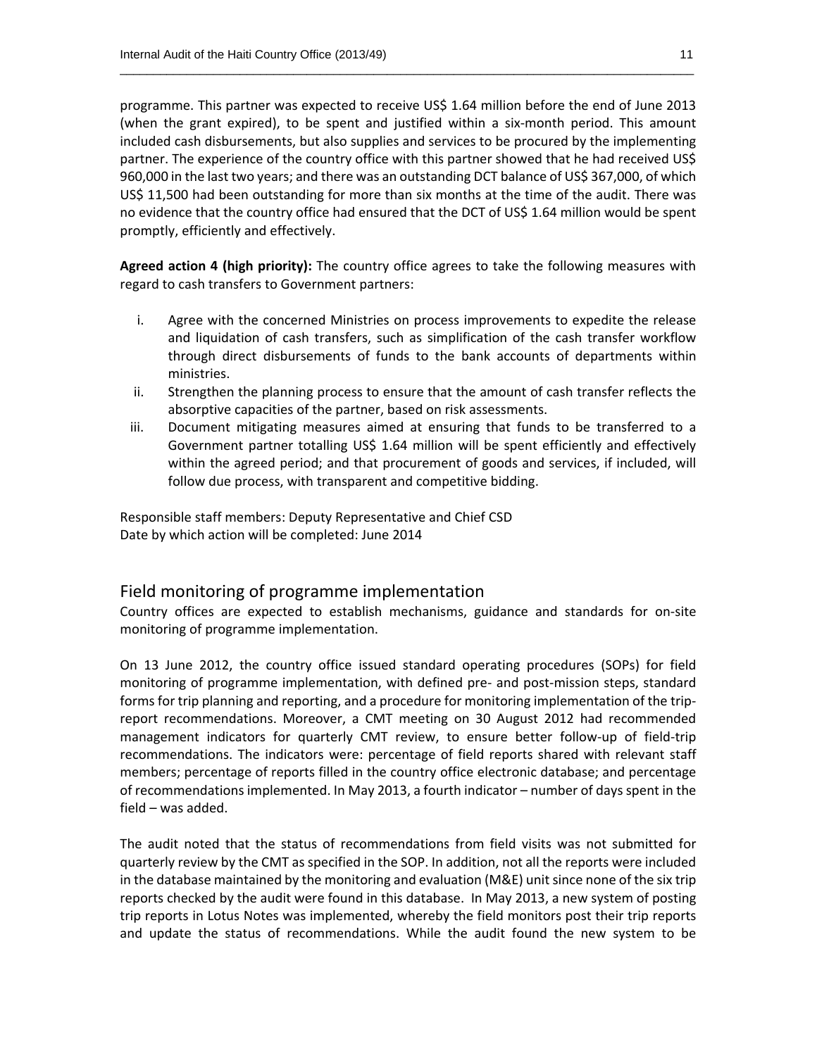programme. This partner was expected to receive US$ 1.64 million before the end of June 2013 (when the grant expired), to be spent and justified within a six-month period. This amount included cash disbursements, but also supplies and services to be procured by the implementing partner. The experience of the country office with this partner showed that he had received US$ 960,000 in the last two years; and there was an outstanding DCT balance of US$ 367,000, of which US$ 11,500 had been outstanding for more than six months at the time of the audit. There was no evidence that the country office had ensured that the DCT of US$ 1.64 million would be spent promptly, efficiently and effectively.

**Agreed action 4 (high priority):** The country office agrees to take the following measures with regard to cash transfers to Government partners:

i. Agree with the concerned Ministries on process improvements to expedite the release and liquidation of cash transfers, such as simplification of the cash transfer workflow through direct disbursements of funds to the bank accounts of departments within ministries.
ii. Strengthen the planning process to ensure that the amount of cash transfer reflects the absorptive capacities of the partner, based on risk assessments.
iii. Document mitigating measures aimed at ensuring that funds to be transferred to a Government partner totalling US$ 1.64 million will be spent efficiently and effectively within the agreed period; and that procurement of goods and services, if included, will follow due process, with transparent and competitive bidding.

Responsible staff members: Deputy Representative and Chief CSD
Date by which action will be completed: June 2014

## Field monitoring of programme implementation

Country offices are expected to establish mechanisms, guidance and standards for on-site monitoring of programme implementation.

On 13 June 2012, the country office issued standard operating procedures (SOPs) for field monitoring of programme implementation, with defined pre- and post-mission steps, standard forms for trip planning and reporting, and a procedure for monitoring implementation of the trip-report recommendations. Moreover, a CMT meeting on 30 August 2012 had recommended management indicators for quarterly CMT review, to ensure better follow-up of field-trip recommendations. The indicators were: percentage of field reports shared with relevant staff members; percentage of reports filled in the country office electronic database; and percentage of recommendations implemented. In May 2013, a fourth indicator – number of days spent in the field – was added.

The audit noted that the status of recommendations from field visits was not submitted for quarterly review by the CMT as specified in the SOP. In addition, not all the reports were included in the database maintained by the monitoring and evaluation (M&E) unit since none of the six trip reports checked by the audit were found in this database. In May 2013, a new system of posting trip reports in Lotus Notes was implemented, whereby the field monitors post their trip reports and update the status of recommendations. While the audit found the new system to be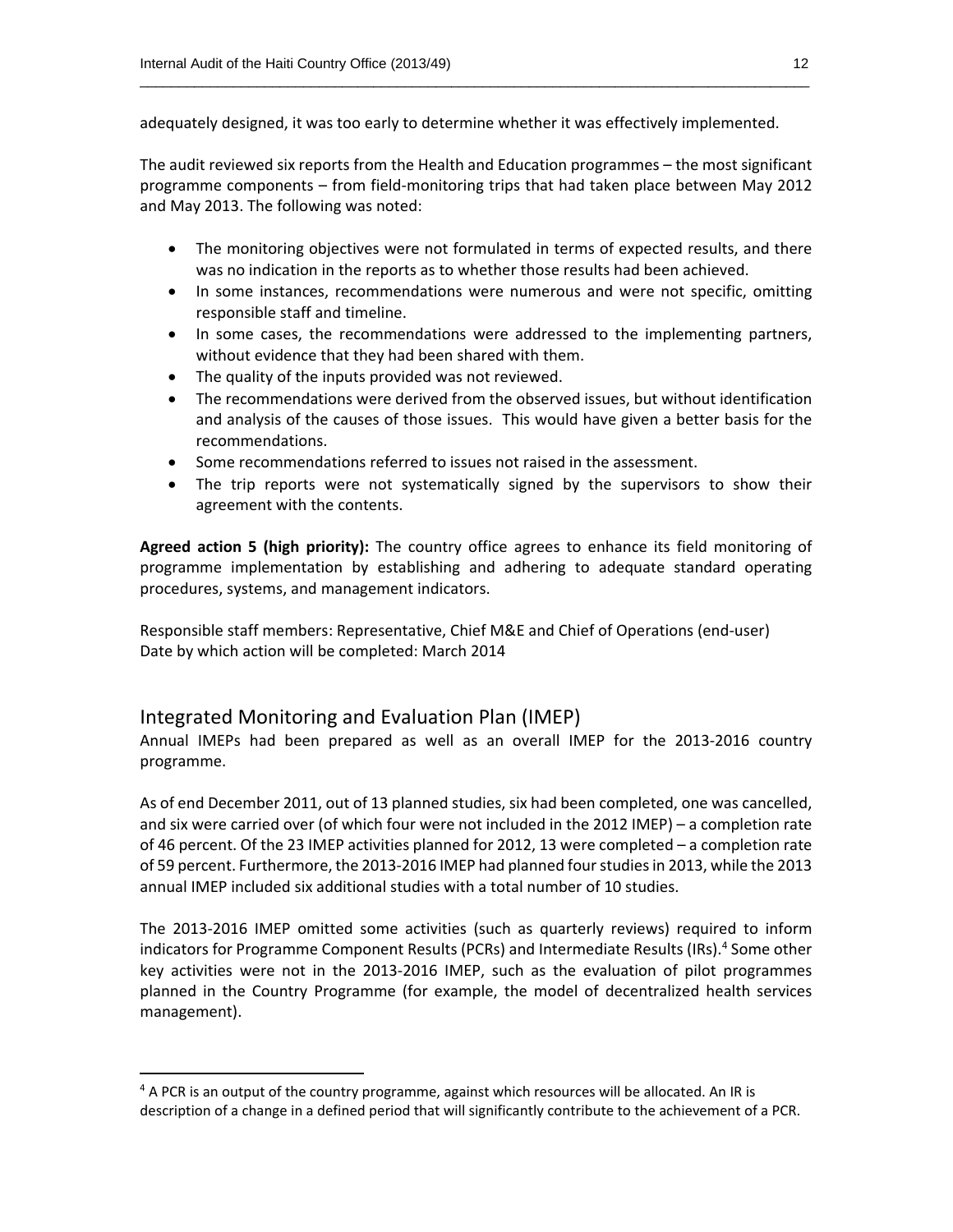adequately designed, it was too early to determine whether it was effectively implemented.

The audit reviewed six reports from the Health and Education programmes – the most significant programme components – from field-monitoring trips that had taken place between May 2012 and May 2013. The following was noted:

- The monitoring objectives were not formulated in terms of expected results, and there was no indication in the reports as to whether those results had been achieved.
- In some instances, recommendations were numerous and were not specific, omitting responsible staff and timeline.
- In some cases, the recommendations were addressed to the implementing partners, without evidence that they had been shared with them.
- The quality of the inputs provided was not reviewed.
- The recommendations were derived from the observed issues, but without identification and analysis of the causes of those issues. This would have given a better basis for the recommendations.
- Some recommendations referred to issues not raised in the assessment.
- The trip reports were not systematically signed by the supervisors to show their agreement with the contents.

**Agreed action 5 (high priority):** The country office agrees to enhance its field monitoring of programme implementation by establishing and adhering to adequate standard operating procedures, systems, and management indicators.

Responsible staff members: Representative, Chief M&E and Chief of Operations (end-user)
Date by which action will be completed: March 2014

## Integrated Monitoring and Evaluation Plan (IMEP)

Annual IMEPs had been prepared as well as an overall IMEP for the 2013-2016 country programme.

As of end December 2011, out of 13 planned studies, six had been completed, one was cancelled, and six were carried over (of which four were not included in the 2012 IMEP) – a completion rate of 46 percent. Of the 23 IMEP activities planned for 2012, 13 were completed – a completion rate of 59 percent. Furthermore, the 2013-2016 IMEP had planned four studies in 2013, while the 2013 annual IMEP included six additional studies with a total number of 10 studies.

The 2013-2016 IMEP omitted some activities (such as quarterly reviews) required to inform indicators for Programme Component Results (PCRs) and Intermediate Results (IRs).[4] Some other key activities were not in the 2013-2016 IMEP, such as the evaluation of pilot programmes planned in the Country Programme (for example, the model of decentralized health services management).

[4] A PCR is an output of the country programme, against which resources will be allocated. An IR is description of a change in a defined period that will significantly contribute to the achievement of a PCR.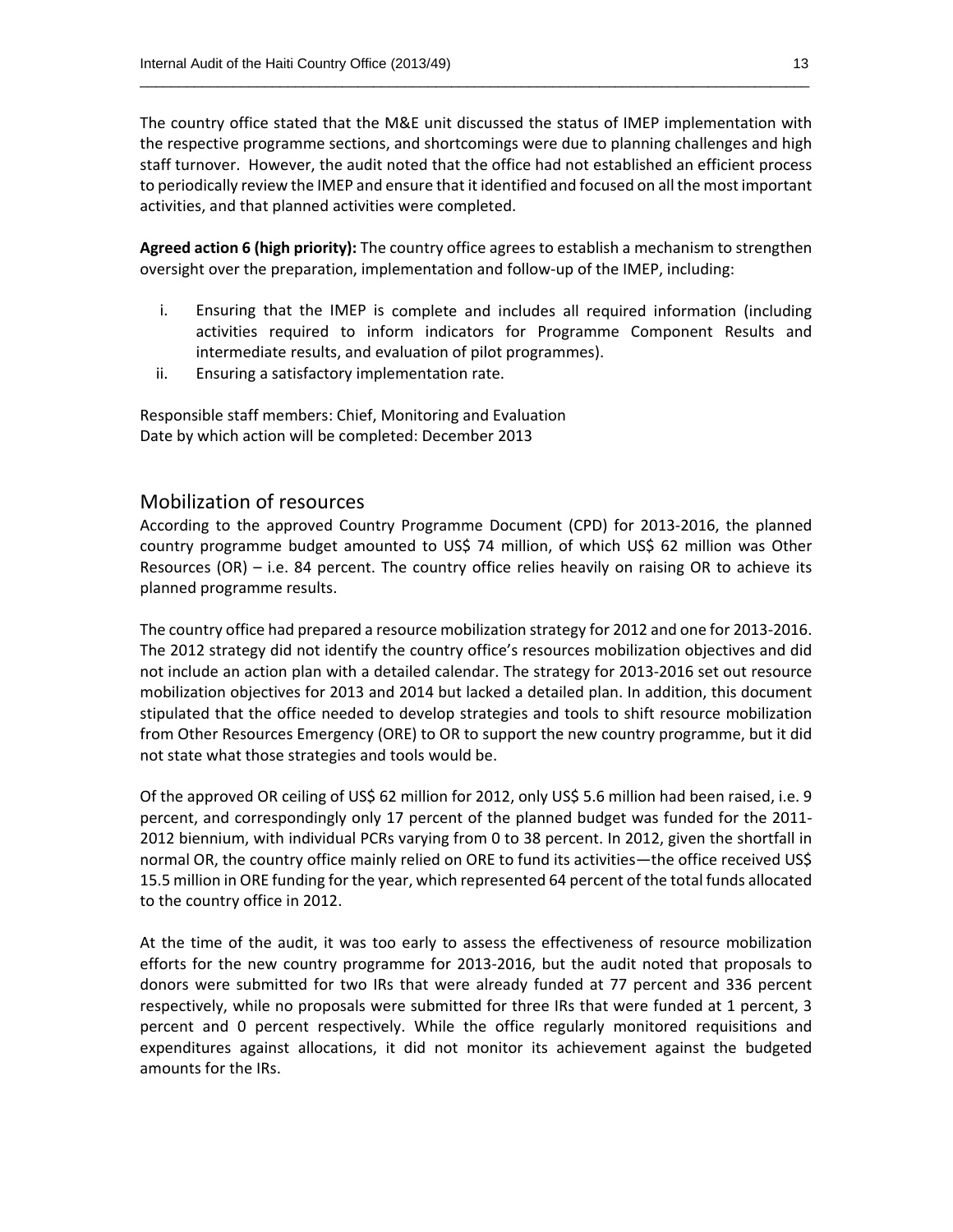The country office stated that the M&E unit discussed the status of IMEP implementation with the respective programme sections, and shortcomings were due to planning challenges and high staff turnover. However, the audit noted that the office had not established an efficient process to periodically review the IMEP and ensure that it identified and focused on all the most important activities, and that planned activities were completed.

**Agreed action 6 (high priority):** The country office agrees to establish a mechanism to strengthen oversight over the preparation, implementation and follow-up of the IMEP, including:

i. Ensuring that the IMEP is complete and includes all required information (including activities required to inform indicators for Programme Component Results and intermediate results, and evaluation of pilot programmes).
ii. Ensuring a satisfactory implementation rate.

Responsible staff members: Chief, Monitoring and Evaluation
Date by which action will be completed: December 2013

## Mobilization of resources

According to the approved Country Programme Document (CPD) for 2013-2016, the planned country programme budget amounted to US$ 74 million, of which US$ 62 million was Other Resources (OR) – i.e. 84 percent. The country office relies heavily on raising OR to achieve its planned programme results.

The country office had prepared a resource mobilization strategy for 2012 and one for 2013-2016. The 2012 strategy did not identify the country office's resources mobilization objectives and did not include an action plan with a detailed calendar. The strategy for 2013-2016 set out resource mobilization objectives for 2013 and 2014 but lacked a detailed plan. In addition, this document stipulated that the office needed to develop strategies and tools to shift resource mobilization from Other Resources Emergency (ORE) to OR to support the new country programme, but it did not state what those strategies and tools would be.

Of the approved OR ceiling of US$ 62 million for 2012, only US$ 5.6 million had been raised, i.e. 9 percent, and correspondingly only 17 percent of the planned budget was funded for the 2011-2012 biennium, with individual PCRs varying from 0 to 38 percent. In 2012, given the shortfall in normal OR, the country office mainly relied on ORE to fund its activities—the office received US$ 15.5 million in ORE funding for the year, which represented 64 percent of the total funds allocated to the country office in 2012.

At the time of the audit, it was too early to assess the effectiveness of resource mobilization efforts for the new country programme for 2013-2016, but the audit noted that proposals to donors were submitted for two IRs that were already funded at 77 percent and 336 percent respectively, while no proposals were submitted for three IRs that were funded at 1 percent, 3 percent and 0 percent respectively. While the office regularly monitored requisitions and expenditures against allocations, it did not monitor its achievement against the budgeted amounts for the IRs.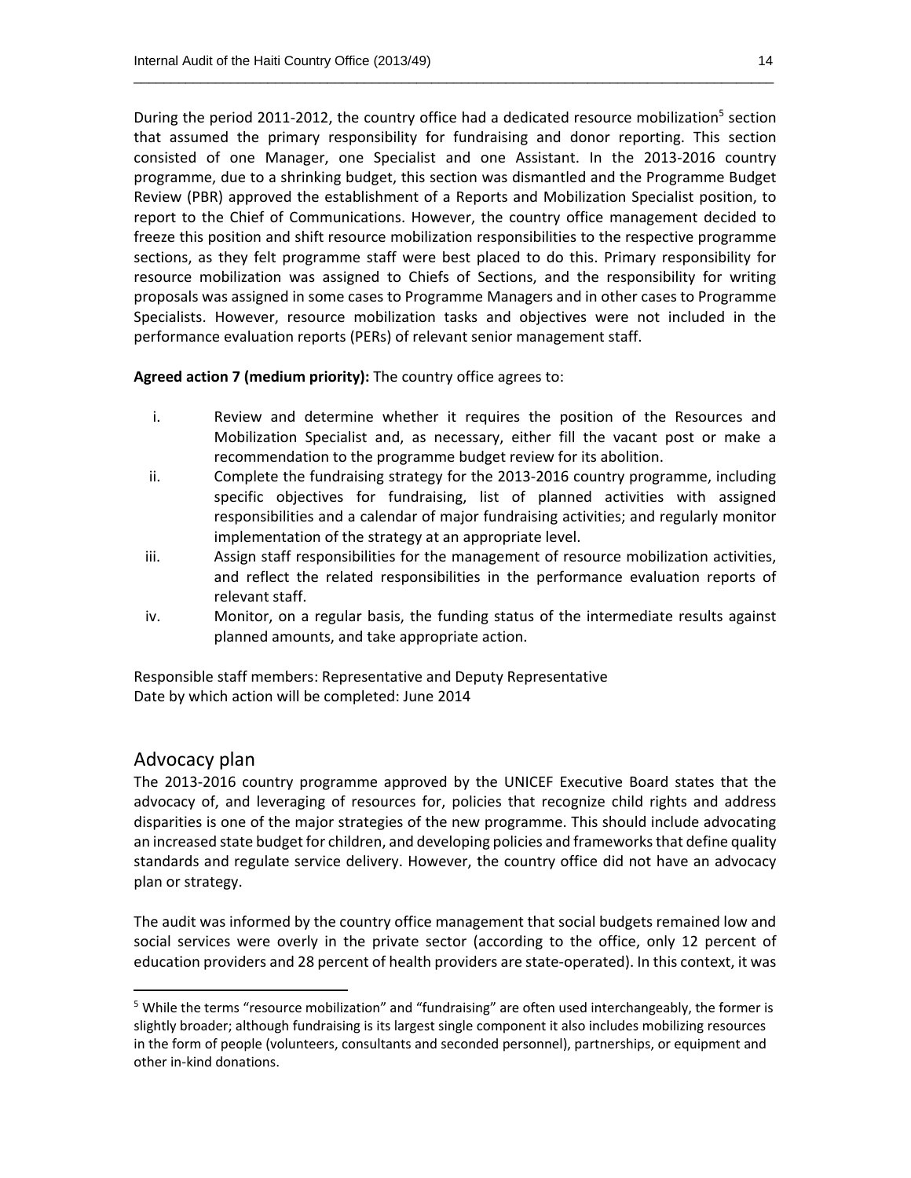During the period 2011-2012, the country office had a dedicated resource mobilization[5] section that assumed the primary responsibility for fundraising and donor reporting. This section consisted of one Manager, one Specialist and one Assistant. In the 2013-2016 country programme, due to a shrinking budget, this section was dismantled and the Programme Budget Review (PBR) approved the establishment of a Reports and Mobilization Specialist position, to report to the Chief of Communications. However, the country office management decided to freeze this position and shift resource mobilization responsibilities to the respective programme sections, as they felt programme staff were best placed to do this. Primary responsibility for resource mobilization was assigned to Chiefs of Sections, and the responsibility for writing proposals was assigned in some cases to Programme Managers and in other cases to Programme Specialists. However, resource mobilization tasks and objectives were not included in the performance evaluation reports (PERs) of relevant senior management staff.

**Agreed action 7 (medium priority):** The country office agrees to:

i. Review and determine whether it requires the position of the Resources and Mobilization Specialist and, as necessary, either fill the vacant post or make a recommendation to the programme budget review for its abolition.
ii. Complete the fundraising strategy for the 2013-2016 country programme, including specific objectives for fundraising, list of planned activities with assigned responsibilities and a calendar of major fundraising activities; and regularly monitor implementation of the strategy at an appropriate level.
iii. Assign staff responsibilities for the management of resource mobilization activities, and reflect the related responsibilities in the performance evaluation reports of relevant staff.
iv. Monitor, on a regular basis, the funding status of the intermediate results against planned amounts, and take appropriate action.

Responsible staff members: Representative and Deputy Representative
Date by which action will be completed: June 2014

## Advocacy plan

The 2013-2016 country programme approved by the UNICEF Executive Board states that the advocacy of, and leveraging of resources for, policies that recognize child rights and address disparities is one of the major strategies of the new programme. This should include advocating an increased state budget for children, and developing policies and frameworks that define quality standards and regulate service delivery. However, the country office did not have an advocacy plan or strategy.

The audit was informed by the country office management that social budgets remained low and social services were overly in the private sector (according to the office, only 12 percent of education providers and 28 percent of health providers are state-operated). In this context, it was

[5] While the terms "resource mobilization" and "fundraising" are often used interchangeably, the former is slightly broader; although fundraising is its largest single component it also includes mobilizing resources in the form of people (volunteers, consultants and seconded personnel), partnerships, or equipment and other in-kind donations.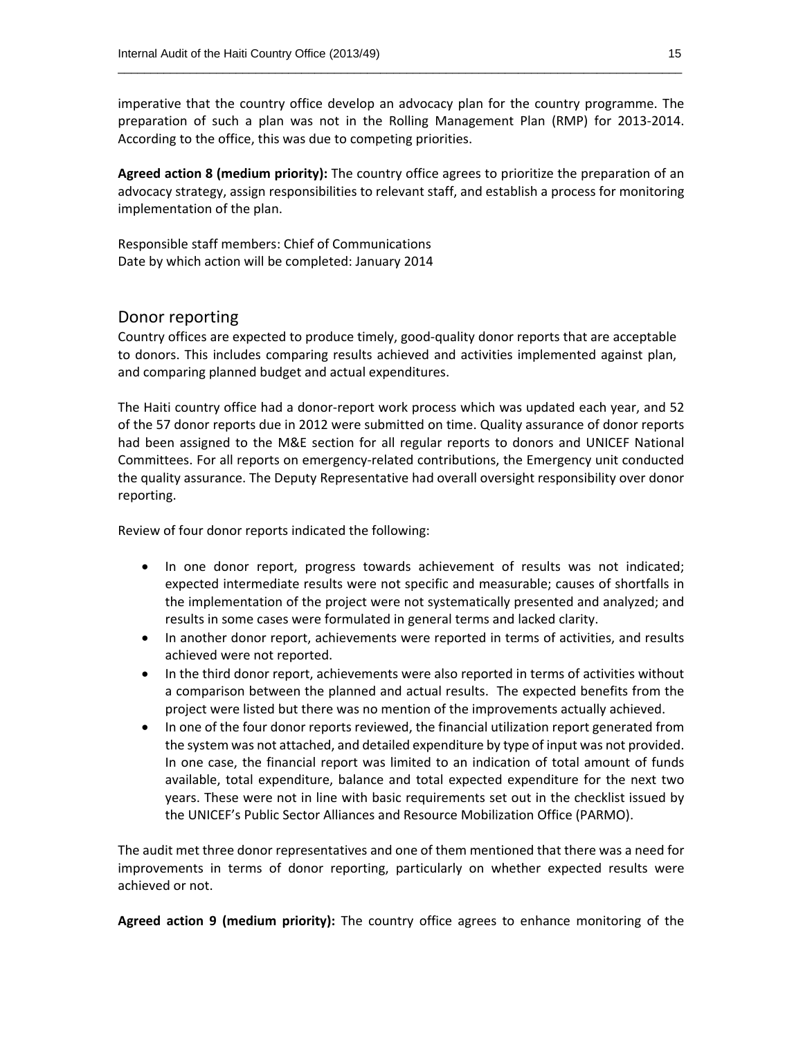imperative that the country office develop an advocacy plan for the country programme. The preparation of such a plan was not in the Rolling Management Plan (RMP) for 2013-2014. According to the office, this was due to competing priorities.

**Agreed action 8 (medium priority):** The country office agrees to prioritize the preparation of an advocacy strategy, assign responsibilities to relevant staff, and establish a process for monitoring implementation of the plan.

Responsible staff members: Chief of Communications
Date by which action will be completed: January 2014

## Donor reporting

Country offices are expected to produce timely, good-quality donor reports that are acceptable to donors. This includes comparing results achieved and activities implemented against plan, and comparing planned budget and actual expenditures.

The Haiti country office had a donor-report work process which was updated each year, and 52 of the 57 donor reports due in 2012 were submitted on time. Quality assurance of donor reports had been assigned to the M&E section for all regular reports to donors and UNICEF National Committees. For all reports on emergency-related contributions, the Emergency unit conducted the quality assurance. The Deputy Representative had overall oversight responsibility over donor reporting.

Review of four donor reports indicated the following:

- In one donor report, progress towards achievement of results was not indicated; expected intermediate results were not specific and measurable; causes of shortfalls in the implementation of the project were not systematically presented and analyzed; and results in some cases were formulated in general terms and lacked clarity.
- In another donor report, achievements were reported in terms of activities, and results achieved were not reported.
- In the third donor report, achievements were also reported in terms of activities without a comparison between the planned and actual results. The expected benefits from the project were listed but there was no mention of the improvements actually achieved.
- In one of the four donor reports reviewed, the financial utilization report generated from the system was not attached, and detailed expenditure by type of input was not provided. In one case, the financial report was limited to an indication of total amount of funds available, total expenditure, balance and total expected expenditure for the next two years. These were not in line with basic requirements set out in the checklist issued by the UNICEF's Public Sector Alliances and Resource Mobilization Office (PARMO).

The audit met three donor representatives and one of them mentioned that there was a need for improvements in terms of donor reporting, particularly on whether expected results were achieved or not.

**Agreed action 9 (medium priority):** The country office agrees to enhance monitoring of the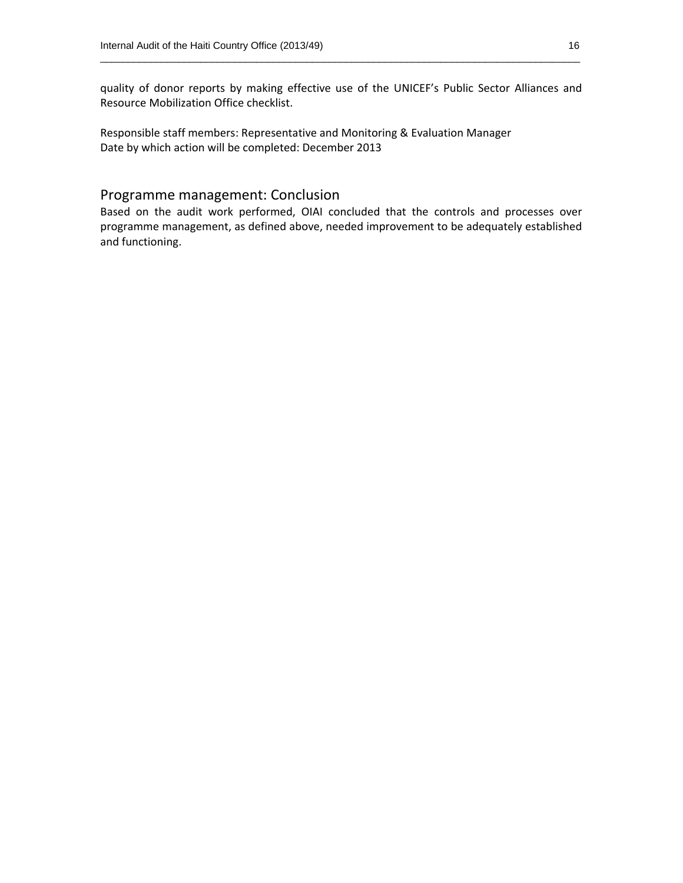quality of donor reports by making effective use of the UNICEF's Public Sector Alliances and Resource Mobilization Office checklist.

Responsible staff members: Representative and Monitoring & Evaluation Manager
Date by which action will be completed: December 2013

## Programme management: Conclusion

Based on the audit work performed, OIAI concluded that the controls and processes over programme management, as defined above, needed improvement to be adequately established and functioning.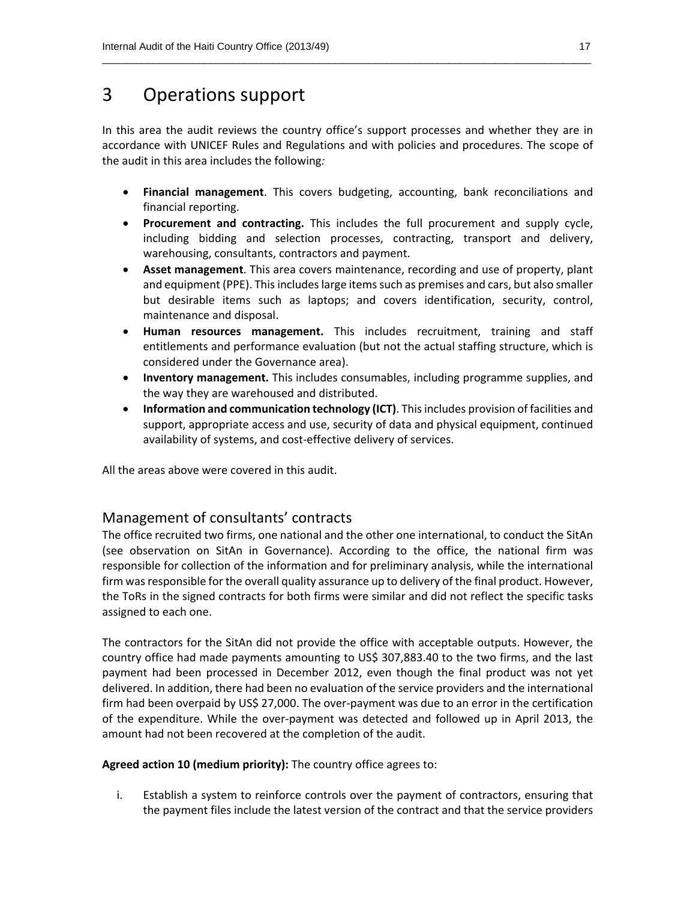# 3 Operations support

In this area the audit reviews the country office's support processes and whether they are in accordance with UNICEF Rules and Regulations and with policies and procedures. The scope of the audit in this area includes the following*:*

- **Financial management**. This covers budgeting, accounting, bank reconciliations and financial reporting.
- **Procurement and contracting.** This includes the full procurement and supply cycle, including bidding and selection processes, contracting, transport and delivery, warehousing, consultants, contractors and payment.
- **Asset management**. This area covers maintenance, recording and use of property, plant and equipment (PPE). This includes large items such as premises and cars, but also smaller but desirable items such as laptops; and covers identification, security, control, maintenance and disposal.
- **Human resources management.** This includes recruitment, training and staff entitlements and performance evaluation (but not the actual staffing structure, which is considered under the Governance area).
- **Inventory management.** This includes consumables, including programme supplies, and the way they are warehoused and distributed.
- **Information and communication technology (ICT)**. This includes provision of facilities and support, appropriate access and use, security of data and physical equipment, continued availability of systems, and cost-effective delivery of services.

All the areas above were covered in this audit.

## Management of consultants' contracts

The office recruited two firms, one national and the other one international, to conduct the SitAn (see observation on SitAn in Governance). According to the office, the national firm was responsible for collection of the information and for preliminary analysis, while the international firm was responsible for the overall quality assurance up to delivery of the final product. However, the ToRs in the signed contracts for both firms were similar and did not reflect the specific tasks assigned to each one.

The contractors for the SitAn did not provide the office with acceptable outputs. However, the country office had made payments amounting to US$ 307,883.40 to the two firms, and the last payment had been processed in December 2012, even though the final product was not yet delivered. In addition, there had been no evaluation of the service providers and the international firm had been overpaid by US$ 27,000. The over-payment was due to an error in the certification of the expenditure. While the over-payment was detected and followed up in April 2013, the amount had not been recovered at the completion of the audit.

**Agreed action 10 (medium priority):** The country office agrees to:

i. Establish a system to reinforce controls over the payment of contractors, ensuring that the payment files include the latest version of the contract and that the service providers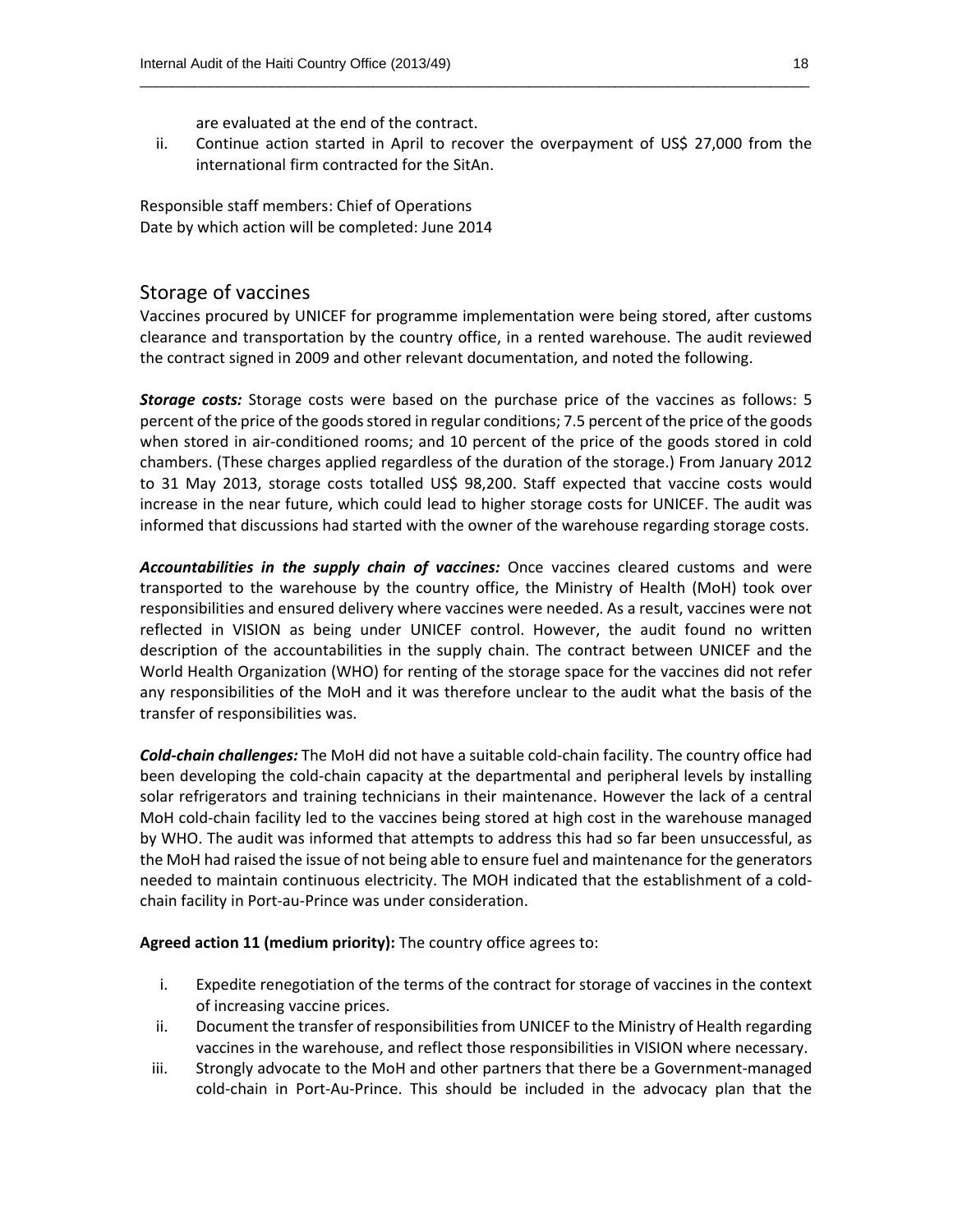are evaluated at the end of the contract.

ii. Continue action started in April to recover the overpayment of US$ 27,000 from the international firm contracted for the SitAn.

Responsible staff members: Chief of Operations
Date by which action will be completed: June 2014

## Storage of vaccines

Vaccines procured by UNICEF for programme implementation were being stored, after customs clearance and transportation by the country office, in a rented warehouse. The audit reviewed the contract signed in 2009 and other relevant documentation, and noted the following.

***Storage costs:*** Storage costs were based on the purchase price of the vaccines as follows: 5 percent of the price of the goods stored in regular conditions; 7.5 percent of the price of the goods when stored in air-conditioned rooms; and 10 percent of the price of the goods stored in cold chambers. (These charges applied regardless of the duration of the storage.) From January 2012 to 31 May 2013, storage costs totalled US$ 98,200. Staff expected that vaccine costs would increase in the near future, which could lead to higher storage costs for UNICEF. The audit was informed that discussions had started with the owner of the warehouse regarding storage costs.

***Accountabilities in the supply chain of vaccines:*** Once vaccines cleared customs and were transported to the warehouse by the country office, the Ministry of Health (MoH) took over responsibilities and ensured delivery where vaccines were needed. As a result, vaccines were not reflected in VISION as being under UNICEF control. However, the audit found no written description of the accountabilities in the supply chain. The contract between UNICEF and the World Health Organization (WHO) for renting of the storage space for the vaccines did not refer any responsibilities of the MoH and it was therefore unclear to the audit what the basis of the transfer of responsibilities was.

***Cold-chain challenges:*** The MoH did not have a suitable cold-chain facility. The country office had been developing the cold-chain capacity at the departmental and peripheral levels by installing solar refrigerators and training technicians in their maintenance. However the lack of a central MoH cold-chain facility led to the vaccines being stored at high cost in the warehouse managed by WHO. The audit was informed that attempts to address this had so far been unsuccessful, as the MoH had raised the issue of not being able to ensure fuel and maintenance for the generators needed to maintain continuous electricity. The MOH indicated that the establishment of a cold-chain facility in Port-au-Prince was under consideration.

**Agreed action 11 (medium priority):** The country office agrees to:

i. Expedite renegotiation of the terms of the contract for storage of vaccines in the context of increasing vaccine prices.
ii. Document the transfer of responsibilities from UNICEF to the Ministry of Health regarding vaccines in the warehouse, and reflect those responsibilities in VISION where necessary.
iii. Strongly advocate to the MoH and other partners that there be a Government-managed cold-chain in Port-Au-Prince. This should be included in the advocacy plan that the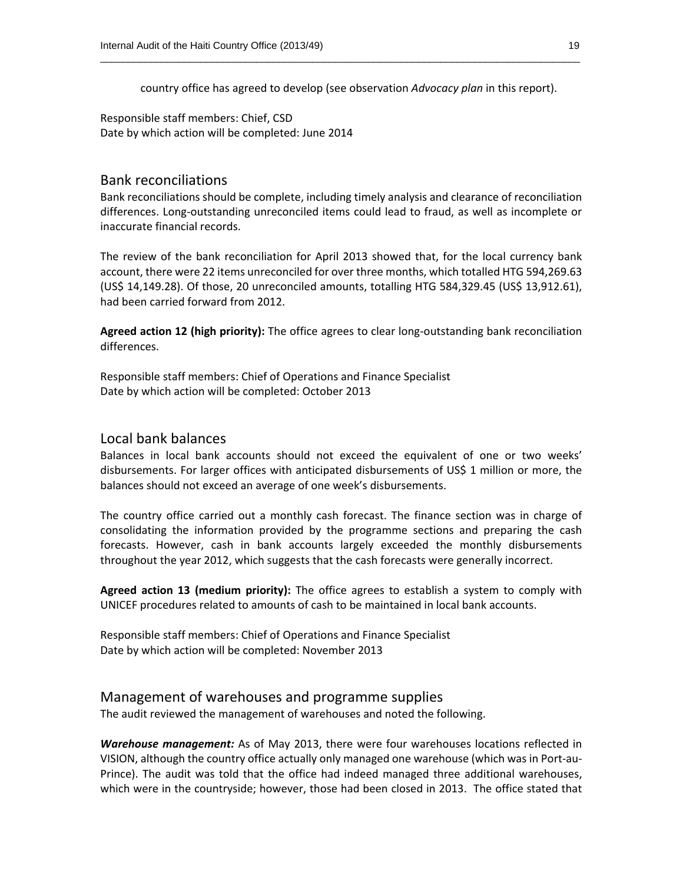country office has agreed to develop (see observation *Advocacy plan* in this report).

Responsible staff members: Chief, CSD
Date by which action will be completed: June 2014

## Bank reconciliations

Bank reconciliations should be complete, including timely analysis and clearance of reconciliation differences. Long-outstanding unreconciled items could lead to fraud, as well as incomplete or inaccurate financial records.

The review of the bank reconciliation for April 2013 showed that, for the local currency bank account, there were 22 items unreconciled for over three months, which totalled HTG 594,269.63 (US$ 14,149.28). Of those, 20 unreconciled amounts, totalling HTG 584,329.45 (US$ 13,912.61), had been carried forward from 2012.

**Agreed action 12 (high priority):** The office agrees to clear long-outstanding bank reconciliation differences.

Responsible staff members: Chief of Operations and Finance Specialist
Date by which action will be completed: October 2013

## Local bank balances

Balances in local bank accounts should not exceed the equivalent of one or two weeks' disbursements. For larger offices with anticipated disbursements of US$ 1 million or more, the balances should not exceed an average of one week's disbursements.

The country office carried out a monthly cash forecast. The finance section was in charge of consolidating the information provided by the programme sections and preparing the cash forecasts. However, cash in bank accounts largely exceeded the monthly disbursements throughout the year 2012, which suggests that the cash forecasts were generally incorrect.

**Agreed action 13 (medium priority):** The office agrees to establish a system to comply with UNICEF procedures related to amounts of cash to be maintained in local bank accounts.

Responsible staff members: Chief of Operations and Finance Specialist
Date by which action will be completed: November 2013

## Management of warehouses and programme supplies

The audit reviewed the management of warehouses and noted the following.

***Warehouse management:*** As of May 2013, there were four warehouses locations reflected in VISION, although the country office actually only managed one warehouse (which was in Port-au-Prince). The audit was told that the office had indeed managed three additional warehouses, which were in the countryside; however, those had been closed in 2013. The office stated that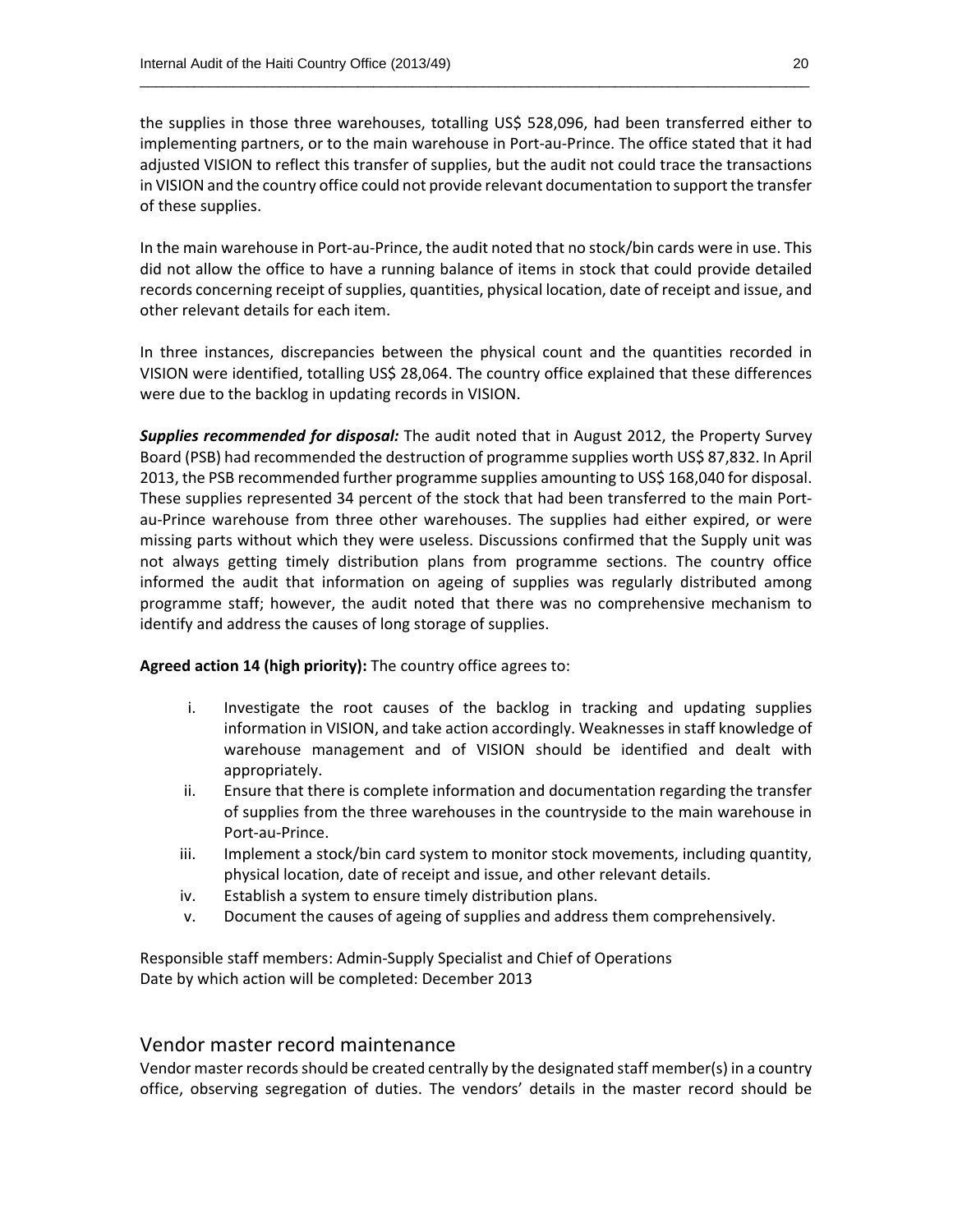the supplies in those three warehouses, totalling US$ 528,096, had been transferred either to implementing partners, or to the main warehouse in Port-au-Prince. The office stated that it had adjusted VISION to reflect this transfer of supplies, but the audit not could trace the transactions in VISION and the country office could not provide relevant documentation to support the transfer of these supplies.

In the main warehouse in Port-au-Prince, the audit noted that no stock/bin cards were in use. This did not allow the office to have a running balance of items in stock that could provide detailed records concerning receipt of supplies, quantities, physical location, date of receipt and issue, and other relevant details for each item.

In three instances, discrepancies between the physical count and the quantities recorded in VISION were identified, totalling US$ 28,064. The country office explained that these differences were due to the backlog in updating records in VISION.

***Supplies recommended for disposal:*** The audit noted that in August 2012, the Property Survey Board (PSB) had recommended the destruction of programme supplies worth US$ 87,832. In April 2013, the PSB recommended further programme supplies amounting to US$ 168,040 for disposal. These supplies represented 34 percent of the stock that had been transferred to the main Port-au-Prince warehouse from three other warehouses. The supplies had either expired, or were missing parts without which they were useless. Discussions confirmed that the Supply unit was not always getting timely distribution plans from programme sections. The country office informed the audit that information on ageing of supplies was regularly distributed among programme staff; however, the audit noted that there was no comprehensive mechanism to identify and address the causes of long storage of supplies.

**Agreed action 14 (high priority):** The country office agrees to:

i. Investigate the root causes of the backlog in tracking and updating supplies information in VISION, and take action accordingly. Weaknesses in staff knowledge of warehouse management and of VISION should be identified and dealt with appropriately.
ii. Ensure that there is complete information and documentation regarding the transfer of supplies from the three warehouses in the countryside to the main warehouse in Port-au-Prince.
iii. Implement a stock/bin card system to monitor stock movements, including quantity, physical location, date of receipt and issue, and other relevant details.
iv. Establish a system to ensure timely distribution plans.
v. Document the causes of ageing of supplies and address them comprehensively.

Responsible staff members: Admin-Supply Specialist and Chief of Operations
Date by which action will be completed: December 2013

## Vendor master record maintenance

Vendor master records should be created centrally by the designated staff member(s) in a country office, observing segregation of duties. The vendors' details in the master record should be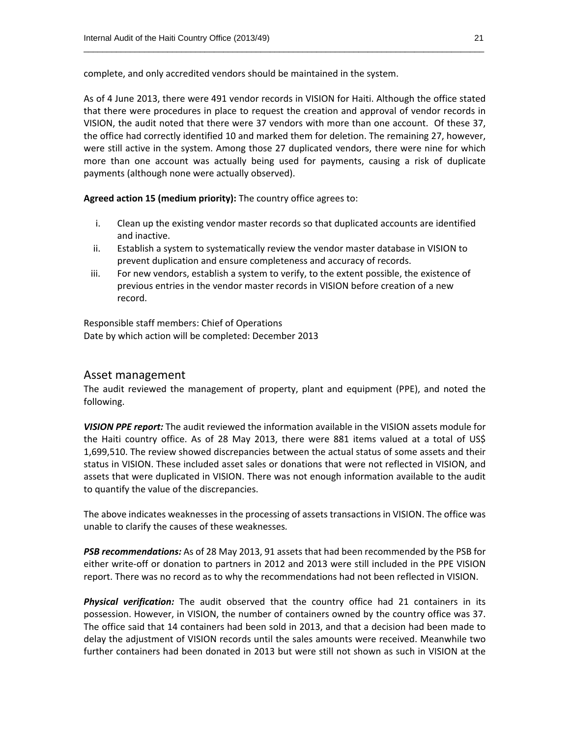complete, and only accredited vendors should be maintained in the system.

As of 4 June 2013, there were 491 vendor records in VISION for Haiti. Although the office stated that there were procedures in place to request the creation and approval of vendor records in VISION, the audit noted that there were 37 vendors with more than one account. Of these 37, the office had correctly identified 10 and marked them for deletion. The remaining 27, however, were still active in the system. Among those 27 duplicated vendors, there were nine for which more than one account was actually being used for payments, causing a risk of duplicate payments (although none were actually observed).

**Agreed action 15 (medium priority):** The country office agrees to:

i. Clean up the existing vendor master records so that duplicated accounts are identified and inactive.
ii. Establish a system to systematically review the vendor master database in VISION to prevent duplication and ensure completeness and accuracy of records.
iii. For new vendors, establish a system to verify, to the extent possible, the existence of previous entries in the vendor master records in VISION before creation of a new record.

Responsible staff members: Chief of Operations
Date by which action will be completed: December 2013

## Asset management

The audit reviewed the management of property, plant and equipment (PPE), and noted the following.

***VISION PPE report:*** The audit reviewed the information available in the VISION assets module for the Haiti country office. As of 28 May 2013, there were 881 items valued at a total of US$ 1,699,510. The review showed discrepancies between the actual status of some assets and their status in VISION. These included asset sales or donations that were not reflected in VISION, and assets that were duplicated in VISION. There was not enough information available to the audit to quantify the value of the discrepancies.

The above indicates weaknesses in the processing of assets transactions in VISION. The office was unable to clarify the causes of these weaknesses.

***PSB recommendations:*** As of 28 May 2013, 91 assets that had been recommended by the PSB for either write-off or donation to partners in 2012 and 2013 were still included in the PPE VISION report. There was no record as to why the recommendations had not been reflected in VISION.

***Physical verification:*** The audit observed that the country office had 21 containers in its possession. However, in VISION, the number of containers owned by the country office was 37. The office said that 14 containers had been sold in 2013, and that a decision had been made to delay the adjustment of VISION records until the sales amounts were received. Meanwhile two further containers had been donated in 2013 but were still not shown as such in VISION at the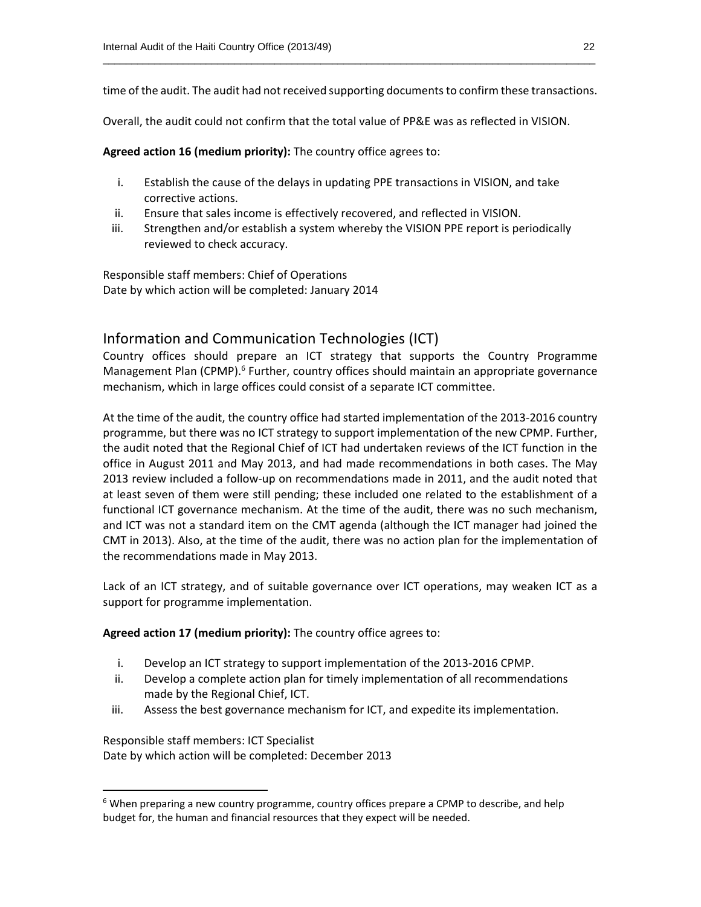time of the audit. The audit had not received supporting documents to confirm these transactions.

Overall, the audit could not confirm that the total value of PP&E was as reflected in VISION.

**Agreed action 16 (medium priority):** The country office agrees to:

i. Establish the cause of the delays in updating PPE transactions in VISION, and take corrective actions.
ii. Ensure that sales income is effectively recovered, and reflected in VISION.
iii. Strengthen and/or establish a system whereby the VISION PPE report is periodically reviewed to check accuracy.

Responsible staff members: Chief of Operations
Date by which action will be completed: January 2014

## Information and Communication Technologies (ICT)

Country offices should prepare an ICT strategy that supports the Country Programme Management Plan (CPMP).[6] Further, country offices should maintain an appropriate governance mechanism, which in large offices could consist of a separate ICT committee.

At the time of the audit, the country office had started implementation of the 2013-2016 country programme, but there was no ICT strategy to support implementation of the new CPMP. Further, the audit noted that the Regional Chief of ICT had undertaken reviews of the ICT function in the office in August 2011 and May 2013, and had made recommendations in both cases. The May 2013 review included a follow-up on recommendations made in 2011, and the audit noted that at least seven of them were still pending; these included one related to the establishment of a functional ICT governance mechanism. At the time of the audit, there was no such mechanism, and ICT was not a standard item on the CMT agenda (although the ICT manager had joined the CMT in 2013). Also, at the time of the audit, there was no action plan for the implementation of the recommendations made in May 2013.

Lack of an ICT strategy, and of suitable governance over ICT operations, may weaken ICT as a support for programme implementation.

**Agreed action 17 (medium priority):** The country office agrees to:

i. Develop an ICT strategy to support implementation of the 2013-2016 CPMP.
ii. Develop a complete action plan for timely implementation of all recommendations made by the Regional Chief, ICT.
iii. Assess the best governance mechanism for ICT, and expedite its implementation.

Responsible staff members: ICT Specialist
Date by which action will be completed: December 2013

[6] When preparing a new country programme, country offices prepare a CPMP to describe, and help budget for, the human and financial resources that they expect will be needed.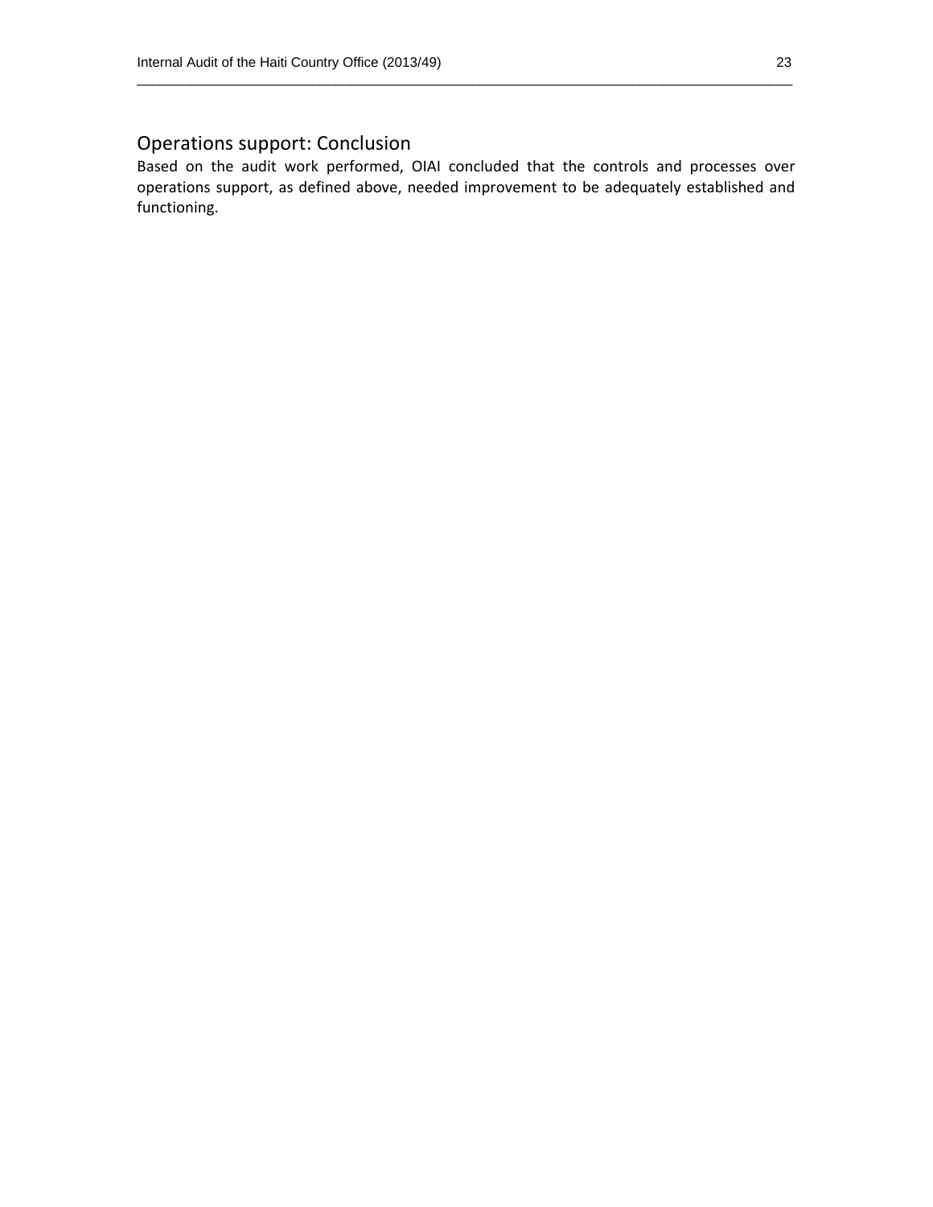## Operations support: Conclusion

Based on the audit work performed, OIAI concluded that the controls and processes over operations support, as defined above, needed improvement to be adequately established and functioning.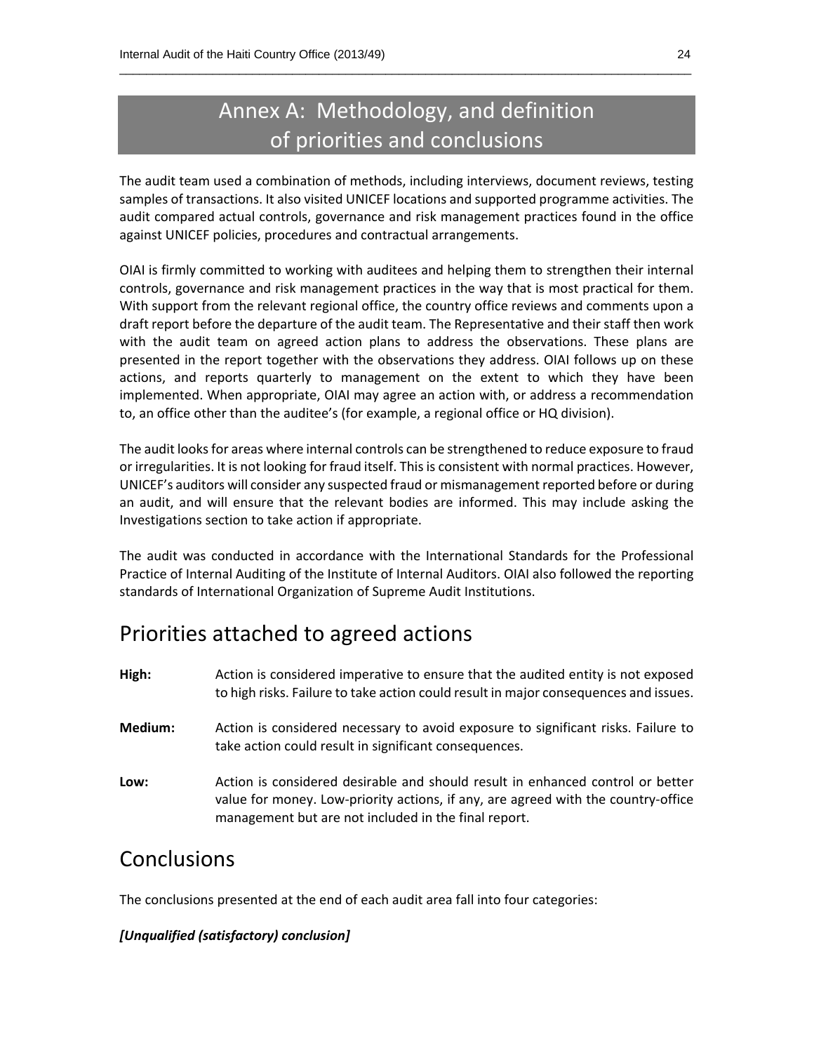# Annex A: Methodology, and definition of priorities and conclusions

The audit team used a combination of methods, including interviews, document reviews, testing samples of transactions. It also visited UNICEF locations and supported programme activities. The audit compared actual controls, governance and risk management practices found in the office against UNICEF policies, procedures and contractual arrangements.

OIAI is firmly committed to working with auditees and helping them to strengthen their internal controls, governance and risk management practices in the way that is most practical for them. With support from the relevant regional office, the country office reviews and comments upon a draft report before the departure of the audit team. The Representative and their staff then work with the audit team on agreed action plans to address the observations. These plans are presented in the report together with the observations they address. OIAI follows up on these actions, and reports quarterly to management on the extent to which they have been implemented. When appropriate, OIAI may agree an action with, or address a recommendation to, an office other than the auditee's (for example, a regional office or HQ division).

The audit looks for areas where internal controls can be strengthened to reduce exposure to fraud or irregularities. It is not looking for fraud itself. This is consistent with normal practices. However, UNICEF's auditors will consider any suspected fraud or mismanagement reported before or during an audit, and will ensure that the relevant bodies are informed. This may include asking the Investigations section to take action if appropriate.

The audit was conducted in accordance with the International Standards for the Professional Practice of Internal Auditing of the Institute of Internal Auditors. OIAI also followed the reporting standards of International Organization of Supreme Audit Institutions.

## Priorities attached to agreed actions

**High:** Action is considered imperative to ensure that the audited entity is not exposed to high risks. Failure to take action could result in major consequences and issues.

**Medium:** Action is considered necessary to avoid exposure to significant risks. Failure to take action could result in significant consequences.

**Low:** Action is considered desirable and should result in enhanced control or better value for money. Low-priority actions, if any, are agreed with the country-office management but are not included in the final report.

## Conclusions

The conclusions presented at the end of each audit area fall into four categories:

***[Unqualified (satisfactory) conclusion]***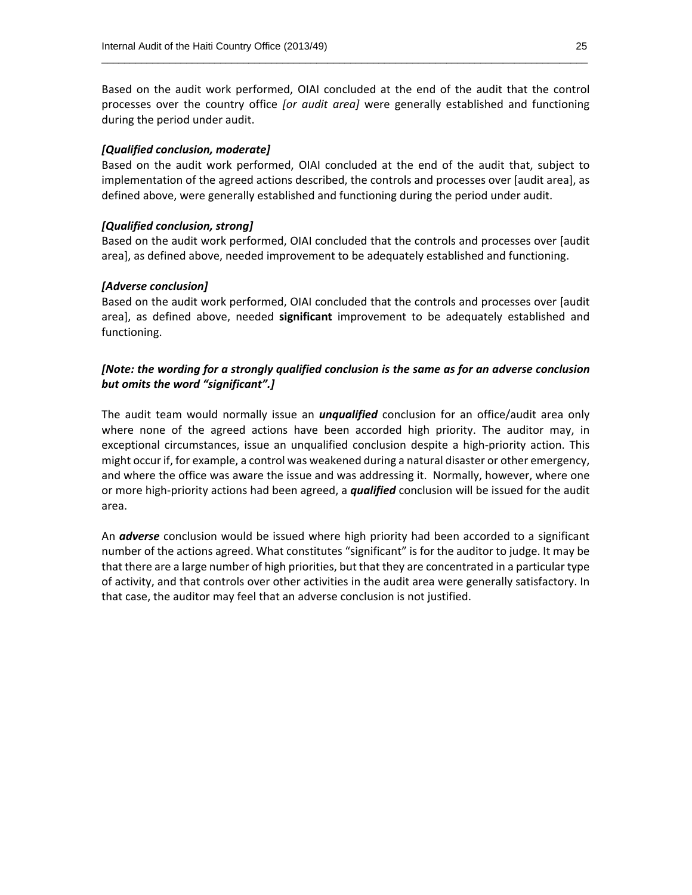Based on the audit work performed, OIAI concluded at the end of the audit that the control processes over the country office *[or audit area]* were generally established and functioning during the period under audit.

***[Qualified conclusion, moderate]***
Based on the audit work performed, OIAI concluded at the end of the audit that, subject to implementation of the agreed actions described, the controls and processes over [audit area], as defined above, were generally established and functioning during the period under audit.

***[Qualified conclusion, strong]***
Based on the audit work performed, OIAI concluded that the controls and processes over [audit area], as defined above, needed improvement to be adequately established and functioning.

***[Adverse conclusion]***
Based on the audit work performed, OIAI concluded that the controls and processes over [audit area], as defined above, needed **significant** improvement to be adequately established and functioning.

***[Note: the wording for a strongly qualified conclusion is the same as for an adverse conclusion but omits the word "significant".]***

The audit team would normally issue an ***unqualified*** conclusion for an office/audit area only where none of the agreed actions have been accorded high priority. The auditor may, in exceptional circumstances, issue an unqualified conclusion despite a high-priority action. This might occur if, for example, a control was weakened during a natural disaster or other emergency, and where the office was aware the issue and was addressing it. Normally, however, where one or more high-priority actions had been agreed, a ***qualified*** conclusion will be issued for the audit area.

An ***adverse*** conclusion would be issued where high priority had been accorded to a significant number of the actions agreed. What constitutes "significant" is for the auditor to judge. It may be that there are a large number of high priorities, but that they are concentrated in a particular type of activity, and that controls over other activities in the audit area were generally satisfactory. In that case, the auditor may feel that an adverse conclusion is not justified.